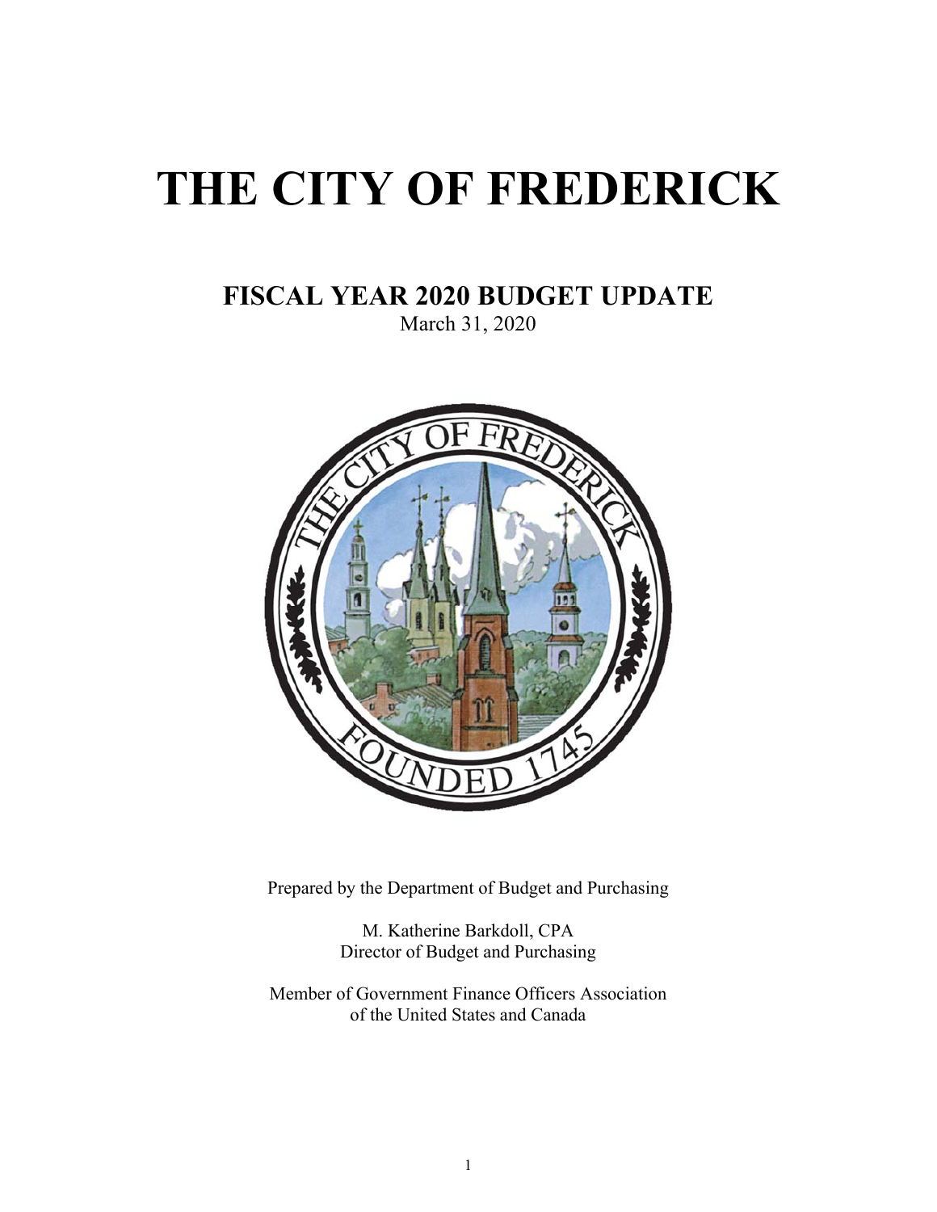# THE CITY OF FREDERICK

## FISCAL YEAR 2020 BUDGET UPDATE

March 31, 2020

Prepared by the Department of Budget and Purchasing

M. Katherine Barkdoll, CPA
Director of Budget and Purchasing

Member of Government Finance Officers Association
of the United States and Canada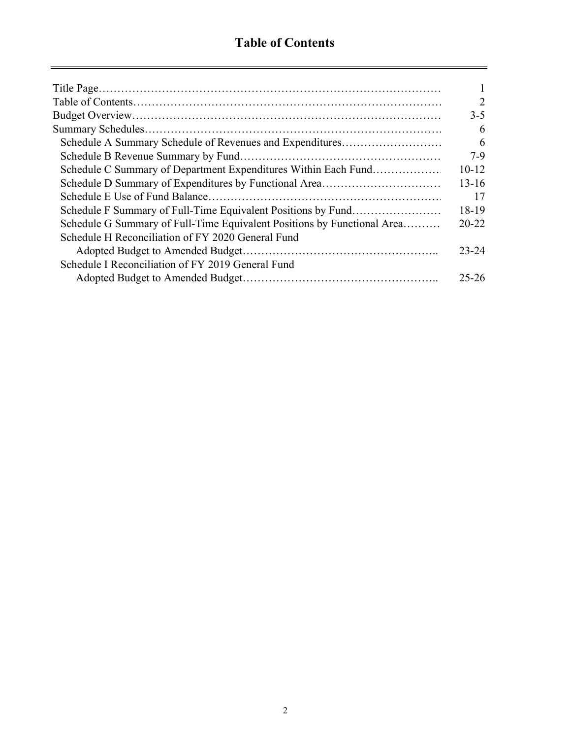# Table of Contents

| | |
|---|---|
| Title Page | 1 |
| Table of Contents | 2 |
| Budget Overview | 3-5 |
| Summary Schedules | 6 |
| Schedule A Summary Schedule of Revenues and Expenditures | 6 |
| Schedule B Revenue Summary by Fund | 7-9 |
| Schedule C Summary of Department Expenditures Within Each Fund | 10-12 |
| Schedule D Summary of Expenditures by Functional Area | 13-16 |
| Schedule E Use of Fund Balance | 17 |
| Schedule F Summary of Full-Time Equivalent Positions by Fund | 18-19 |
| Schedule G Summary of Full-Time Equivalent Positions by Functional Area | 20-22 |
| Schedule H Reconciliation of FY 2020 General Fund Adopted Budget to Amended Budget | 23-24 |
| Schedule I Reconciliation of FY 2019 General Fund Adopted Budget to Amended Budget | 25-26 |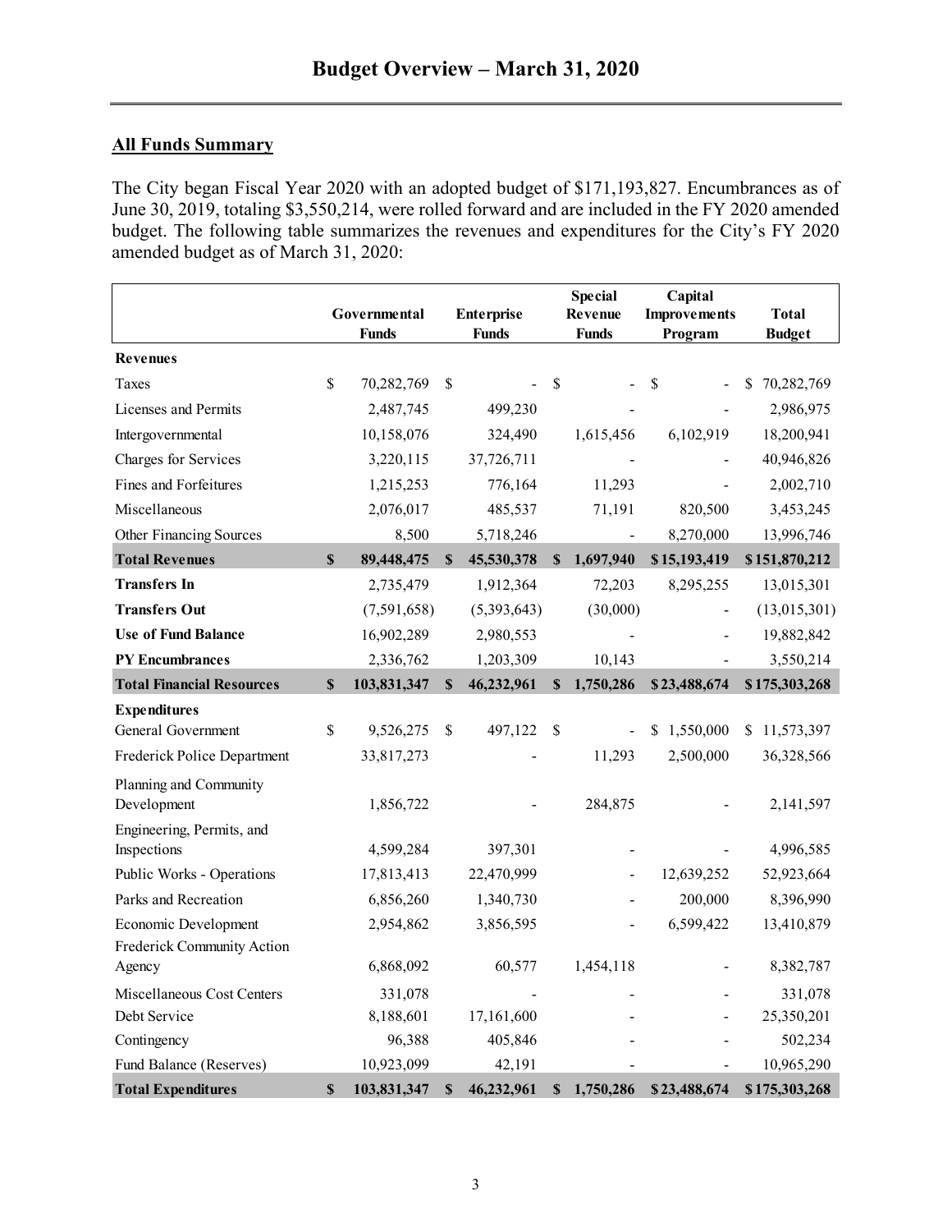# Budget Overview – March 31, 2020

## All Funds Summary

The City began Fiscal Year 2020 with an adopted budget of $171,193,827. Encumbrances as of June 30, 2019, totaling $3,550,214, were rolled forward and are included in the FY 2020 amended budget. The following table summarizes the revenues and expenditures for the City's FY 2020 amended budget as of March 31, 2020:

| | Governmental Funds | Enterprise Funds | Special Revenue Funds | Capital Improvements Program | Total Budget |
|---|---|---|---|---|---|
| **Revenues** | | | | | |
| Taxes | $ 70,282,769 | $ - | $ - | $ - | $ 70,282,769 |
| Licenses and Permits | 2,487,745 | 499,230 | - | - | 2,986,975 |
| Intergovernmental | 10,158,076 | 324,490 | 1,615,456 | 6,102,919 | 18,200,941 |
| Charges for Services | 3,220,115 | 37,726,711 | - | - | 40,946,826 |
| Fines and Forfeitures | 1,215,253 | 776,164 | 11,293 | - | 2,002,710 |
| Miscellaneous | 2,076,017 | 485,537 | 71,191 | 820,500 | 3,453,245 |
| Other Financing Sources | 8,500 | 5,718,246 | - | 8,270,000 | 13,996,746 |
| **Total Revenues** | **$ 89,448,475** | **$ 45,530,378** | **$ 1,697,940** | **$ 15,193,419** | **$ 151,870,212** |
| **Transfers In** | 2,735,479 | 1,912,364 | 72,203 | 8,295,255 | 13,015,301 |
| **Transfers Out** | (7,591,658) | (5,393,643) | (30,000) | - | (13,015,301) |
| **Use of Fund Balance** | 16,902,289 | 2,980,553 | - | - | 19,882,842 |
| **PY Encumbrances** | 2,336,762 | 1,203,309 | 10,143 | - | 3,550,214 |
| **Total Financial Resources** | **$ 103,831,347** | **$ 46,232,961** | **$ 1,750,286** | **$ 23,488,674** | **$ 175,303,268** |
| **Expenditures** | | | | | |
| General Government | $ 9,526,275 | $ 497,122 | $ - | $ 1,550,000 | $ 11,573,397 |
| Frederick Police Department | 33,817,273 | - | 11,293 | 2,500,000 | 36,328,566 |
| Planning and Community Development | 1,856,722 | - | 284,875 | - | 2,141,597 |
| Engineering, Permits, and Inspections | 4,599,284 | 397,301 | - | - | 4,996,585 |
| Public Works - Operations | 17,813,413 | 22,470,999 | - | 12,639,252 | 52,923,664 |
| Parks and Recreation | 6,856,260 | 1,340,730 | - | 200,000 | 8,396,990 |
| Economic Development | 2,954,862 | 3,856,595 | - | 6,599,422 | 13,410,879 |
| Frederick Community Action Agency | 6,868,092 | 60,577 | 1,454,118 | - | 8,382,787 |
| Miscellaneous Cost Centers | 331,078 | - | - | - | 331,078 |
| Debt Service | 8,188,601 | 17,161,600 | - | - | 25,350,201 |
| Contingency | 96,388 | 405,846 | - | - | 502,234 |
| Fund Balance (Reserves) | 10,923,099 | 42,191 | - | - | 10,965,290 |
| **Total Expenditures** | **$ 103,831,347** | **$ 46,232,961** | **$ 1,750,286** | **$ 23,488,674** | **$ 175,303,268** |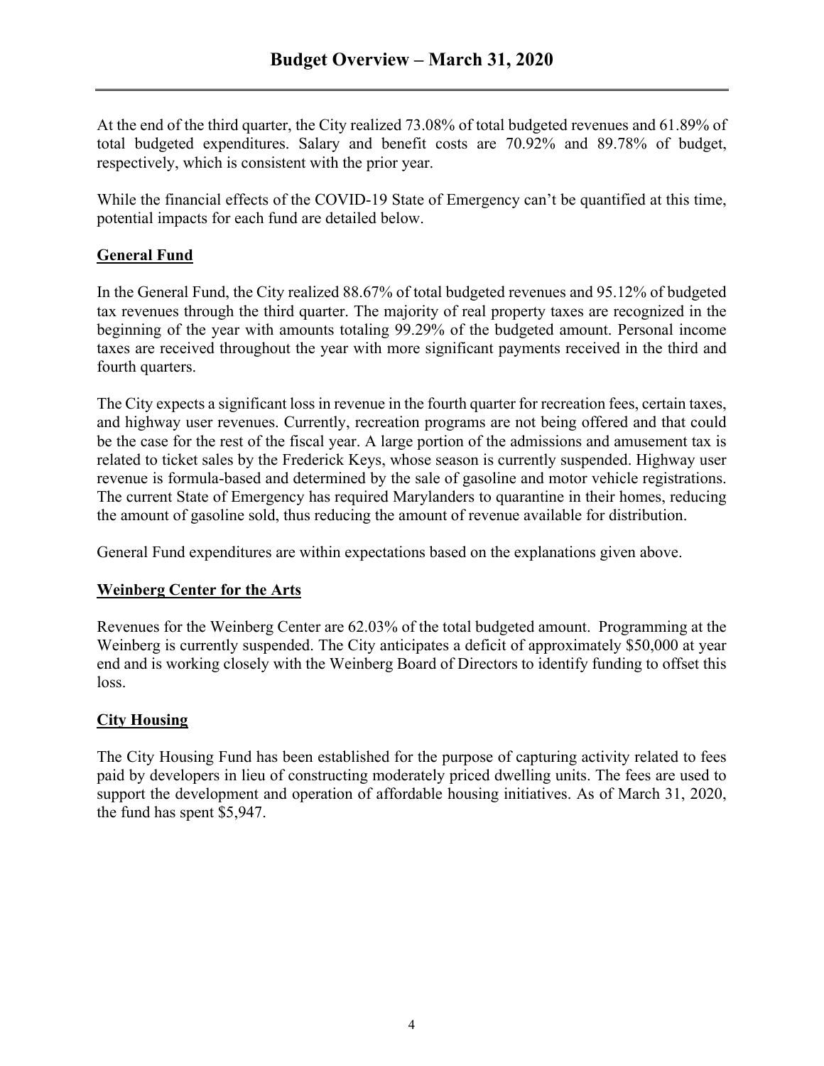# Budget Overview – March 31, 2020

At the end of the third quarter, the City realized 73.08% of total budgeted revenues and 61.89% of total budgeted expenditures. Salary and benefit costs are 70.92% and 89.78% of budget, respectively, which is consistent with the prior year.

While the financial effects of the COVID-19 State of Emergency can't be quantified at this time, potential impacts for each fund are detailed below.

## General Fund

In the General Fund, the City realized 88.67% of total budgeted revenues and 95.12% of budgeted tax revenues through the third quarter. The majority of real property taxes are recognized in the beginning of the year with amounts totaling 99.29% of the budgeted amount. Personal income taxes are received throughout the year with more significant payments received in the third and fourth quarters.

The City expects a significant loss in revenue in the fourth quarter for recreation fees, certain taxes, and highway user revenues. Currently, recreation programs are not being offered and that could be the case for the rest of the fiscal year. A large portion of the admissions and amusement tax is related to ticket sales by the Frederick Keys, whose season is currently suspended. Highway user revenue is formula-based and determined by the sale of gasoline and motor vehicle registrations. The current State of Emergency has required Marylanders to quarantine in their homes, reducing the amount of gasoline sold, thus reducing the amount of revenue available for distribution.

General Fund expenditures are within expectations based on the explanations given above.

## Weinberg Center for the Arts

Revenues for the Weinberg Center are 62.03% of the total budgeted amount. Programming at the Weinberg is currently suspended. The City anticipates a deficit of approximately $50,000 at year end and is working closely with the Weinberg Board of Directors to identify funding to offset this loss.

## City Housing

The City Housing Fund has been established for the purpose of capturing activity related to fees paid by developers in lieu of constructing moderately priced dwelling units. The fees are used to support the development and operation of affordable housing initiatives. As of March 31, 2020, the fund has spent $5,947.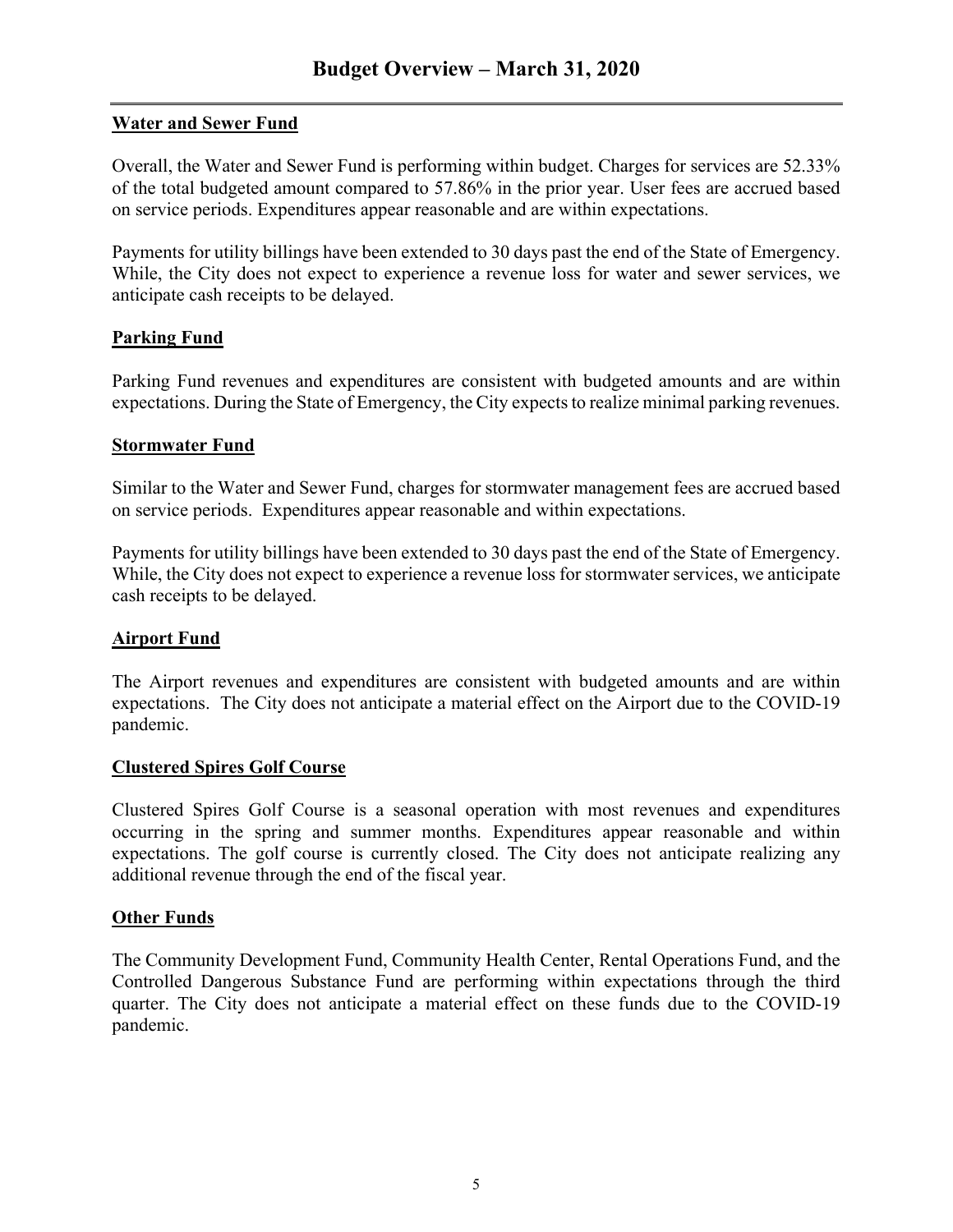# Budget Overview – March 31, 2020

## Water and Sewer Fund

Overall, the Water and Sewer Fund is performing within budget. Charges for services are 52.33% of the total budgeted amount compared to 57.86% in the prior year. User fees are accrued based on service periods. Expenditures appear reasonable and are within expectations.

Payments for utility billings have been extended to 30 days past the end of the State of Emergency. While, the City does not expect to experience a revenue loss for water and sewer services, we anticipate cash receipts to be delayed.

## Parking Fund

Parking Fund revenues and expenditures are consistent with budgeted amounts and are within expectations. During the State of Emergency, the City expects to realize minimal parking revenues.

## Stormwater Fund

Similar to the Water and Sewer Fund, charges for stormwater management fees are accrued based on service periods. Expenditures appear reasonable and within expectations.

Payments for utility billings have been extended to 30 days past the end of the State of Emergency. While, the City does not expect to experience a revenue loss for stormwater services, we anticipate cash receipts to be delayed.

## Airport Fund

The Airport revenues and expenditures are consistent with budgeted amounts and are within expectations. The City does not anticipate a material effect on the Airport due to the COVID-19 pandemic.

## Clustered Spires Golf Course

Clustered Spires Golf Course is a seasonal operation with most revenues and expenditures occurring in the spring and summer months. Expenditures appear reasonable and within expectations. The golf course is currently closed. The City does not anticipate realizing any additional revenue through the end of the fiscal year.

## Other Funds

The Community Development Fund, Community Health Center, Rental Operations Fund, and the Controlled Dangerous Substance Fund are performing within expectations through the third quarter. The City does not anticipate a material effect on these funds due to the COVID-19 pandemic.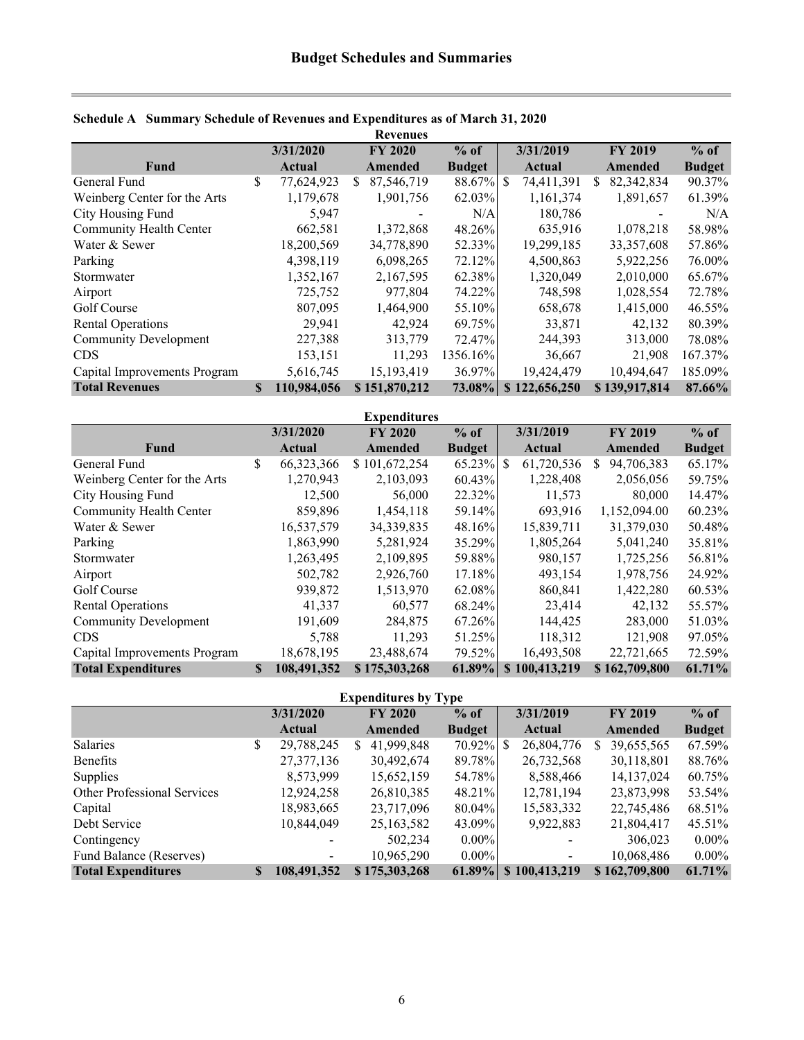# Budget Schedules and Summaries

**Schedule A Summary Schedule of Revenues and Expenditures as of March 31, 2020**

**Revenues**

| Fund | 3/31/2020 Actual | FY 2020 Amended | % of Budget | 3/31/2019 Actual | FY 2019 Amended | % of Budget |
|---|---|---|---|---|---|---|
| General Fund | $ 77,624,923 | $ 87,546,719 | 88.67% | $ 74,411,391 | $ 82,342,834 | 90.37% |
| Weinberg Center for the Arts | 1,179,678 | 1,901,756 | 62.03% | 1,161,374 | 1,891,657 | 61.39% |
| City Housing Fund | 5,947 | - | N/A | 180,786 | - | N/A |
| Community Health Center | 662,581 | 1,372,868 | 48.26% | 635,916 | 1,078,218 | 58.98% |
| Water & Sewer | 18,200,569 | 34,778,890 | 52.33% | 19,299,185 | 33,357,608 | 57.86% |
| Parking | 4,398,119 | 6,098,265 | 72.12% | 4,500,863 | 5,922,256 | 76.00% |
| Stormwater | 1,352,167 | 2,167,595 | 62.38% | 1,320,049 | 2,010,000 | 65.67% |
| Airport | 725,752 | 977,804 | 74.22% | 748,598 | 1,028,554 | 72.78% |
| Golf Course | 807,095 | 1,464,900 | 55.10% | 658,678 | 1,415,000 | 46.55% |
| Rental Operations | 29,941 | 42,924 | 69.75% | 33,871 | 42,132 | 80.39% |
| Community Development | 227,388 | 313,779 | 72.47% | 244,393 | 313,000 | 78.08% |
| CDS | 153,151 | 11,293 | 1356.16% | 36,667 | 21,908 | 167.37% |
| Capital Improvements Program | 5,616,745 | 15,193,419 | 36.97% | 19,424,479 | 10,494,647 | 185.09% |
| **Total Revenues** | **$ 110,984,056** | **$ 151,870,212** | **73.08%** | **$ 122,656,250** | **$ 139,917,814** | **87.66%** |

**Expenditures**

| Fund | 3/31/2020 Actual | FY 2020 Amended | % of Budget | 3/31/2019 Actual | FY 2019 Amended | % of Budget |
|---|---|---|---|---|---|---|
| General Fund | $ 66,323,366 | $ 101,672,254 | 65.23% | $ 61,720,536 | $ 94,706,383 | 65.17% |
| Weinberg Center for the Arts | 1,270,943 | 2,103,093 | 60.43% | 1,228,408 | 2,056,056 | 59.75% |
| City Housing Fund | 12,500 | 56,000 | 22.32% | 11,573 | 80,000 | 14.47% |
| Community Health Center | 859,896 | 1,454,118 | 59.14% | 693,916 | 1,152,094.00 | 60.23% |
| Water & Sewer | 16,537,579 | 34,339,835 | 48.16% | 15,839,711 | 31,379,030 | 50.48% |
| Parking | 1,863,990 | 5,281,924 | 35.29% | 1,805,264 | 5,041,240 | 35.81% |
| Stormwater | 1,263,495 | 2,109,895 | 59.88% | 980,157 | 1,725,256 | 56.81% |
| Airport | 502,782 | 2,926,760 | 17.18% | 493,154 | 1,978,756 | 24.92% |
| Golf Course | 939,872 | 1,513,970 | 62.08% | 860,841 | 1,422,280 | 60.53% |
| Rental Operations | 41,337 | 60,577 | 68.24% | 23,414 | 42,132 | 55.57% |
| Community Development | 191,609 | 284,875 | 67.26% | 144,425 | 283,000 | 51.03% |
| CDS | 5,788 | 11,293 | 51.25% | 118,312 | 121,908 | 97.05% |
| Capital Improvements Program | 18,678,195 | 23,488,674 | 79.52% | 16,493,508 | 22,721,665 | 72.59% |
| **Total Expenditures** | **$ 108,491,352** | **$ 175,303,268** | **61.89%** | **$ 100,413,219** | **$ 162,709,800** | **61.71%** |

**Expenditures by Type**

| | 3/31/2020 Actual | FY 2020 Amended | % of Budget | 3/31/2019 Actual | FY 2019 Amended | % of Budget |
|---|---|---|---|---|---|---|
| Salaries | $ 29,788,245 | $ 41,999,848 | 70.92% | $ 26,804,776 | $ 39,655,565 | 67.59% |
| Benefits | 27,377,136 | 30,492,674 | 89.78% | 26,732,568 | 30,118,801 | 88.76% |
| Supplies | 8,573,999 | 15,652,159 | 54.78% | 8,588,466 | 14,137,024 | 60.75% |
| Other Professional Services | 12,924,258 | 26,810,385 | 48.21% | 12,781,194 | 23,873,998 | 53.54% |
| Capital | 18,983,665 | 23,717,096 | 80.04% | 15,583,332 | 22,745,486 | 68.51% |
| Debt Service | 10,844,049 | 25,163,582 | 43.09% | 9,922,883 | 21,804,417 | 45.51% |
| Contingency | - | 502,234 | 0.00% | - | 306,023 | 0.00% |
| Fund Balance (Reserves) | - | 10,965,290 | 0.00% | - | 10,068,486 | 0.00% |
| **Total Expenditures** | **$ 108,491,352** | **$ 175,303,268** | **61.89%** | **$ 100,413,219** | **$ 162,709,800** | **61.71%** |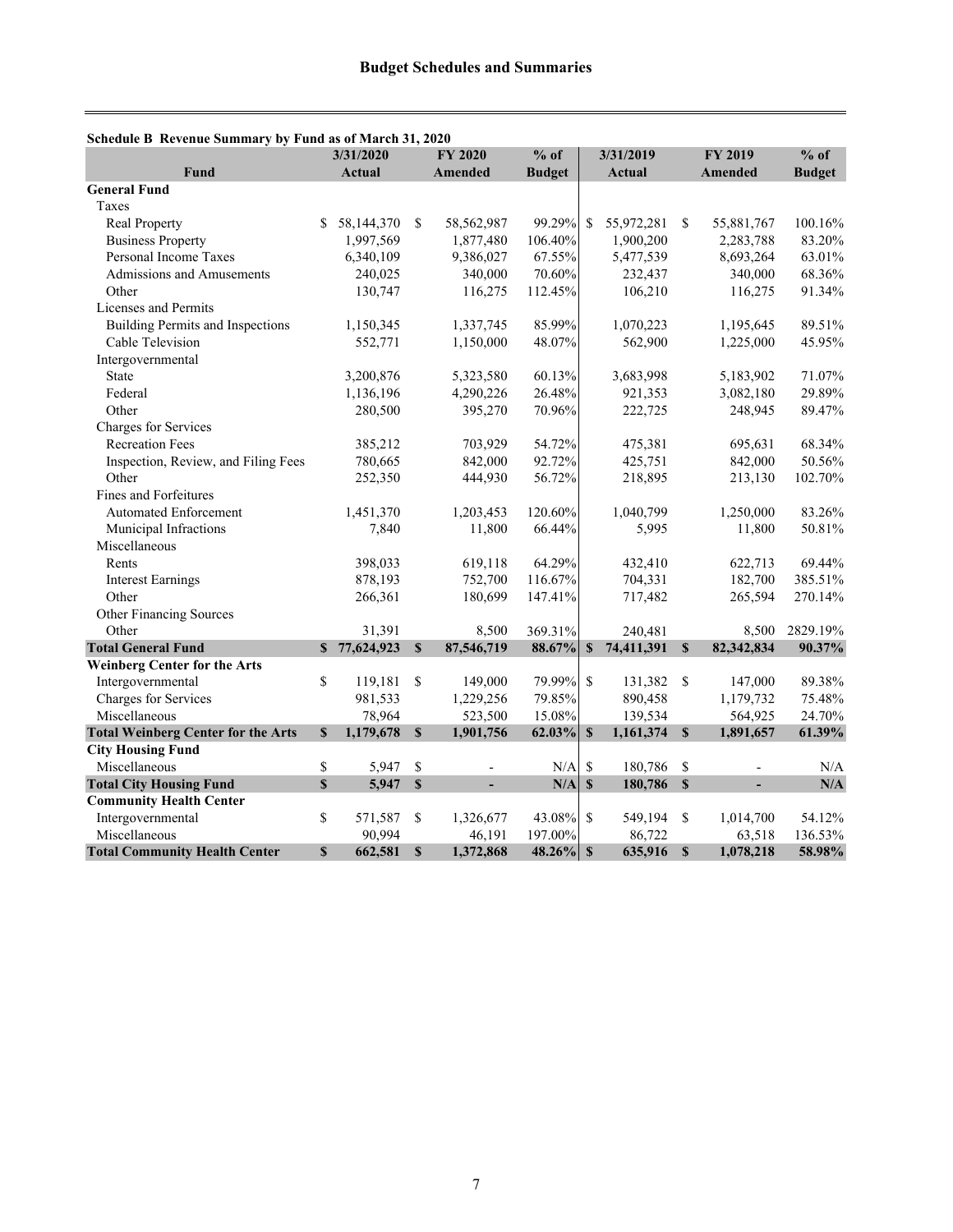## Budget Schedules and Summaries

**Schedule B Revenue Summary by Fund as of March 31, 2020**

| Fund | 3/31/2020 Actual | FY 2020 Amended | % of Budget | 3/31/2019 Actual | FY 2019 Amended | % of Budget |
|---|---|---|---|---|---|---|
| **General Fund** | | | | | | |
| Taxes | | | | | | |
| Real Property | $ 58,144,370 | $ 58,562,987 | 99.29% | $ 55,972,281 | $ 55,881,767 | 100.16% |
| Business Property | 1,997,569 | 1,877,480 | 106.40% | 1,900,200 | 2,283,788 | 83.20% |
| Personal Income Taxes | 6,340,109 | 9,386,027 | 67.55% | 5,477,539 | 8,693,264 | 63.01% |
| Admissions and Amusements | 240,025 | 340,000 | 70.60% | 232,437 | 340,000 | 68.36% |
| Other | 130,747 | 116,275 | 112.45% | 106,210 | 116,275 | 91.34% |
| Licenses and Permits | | | | | | |
| Building Permits and Inspections | 1,150,345 | 1,337,745 | 85.99% | 1,070,223 | 1,195,645 | 89.51% |
| Cable Television | 552,771 | 1,150,000 | 48.07% | 562,900 | 1,225,000 | 45.95% |
| Intergovernmental | | | | | | |
| State | 3,200,876 | 5,323,580 | 60.13% | 3,683,998 | 5,183,902 | 71.07% |
| Federal | 1,136,196 | 4,290,226 | 26.48% | 921,353 | 3,082,180 | 29.89% |
| Other | 280,500 | 395,270 | 70.96% | 222,725 | 248,945 | 89.47% |
| Charges for Services | | | | | | |
| Recreation Fees | 385,212 | 703,929 | 54.72% | 475,381 | 695,631 | 68.34% |
| Inspection, Review, and Filing Fees | 780,665 | 842,000 | 92.72% | 425,751 | 842,000 | 50.56% |
| Other | 252,350 | 444,930 | 56.72% | 218,895 | 213,130 | 102.70% |
| Fines and Forfeitures | | | | | | |
| Automated Enforcement | 1,451,370 | 1,203,453 | 120.60% | 1,040,799 | 1,250,000 | 83.26% |
| Municipal Infractions | 7,840 | 11,800 | 66.44% | 5,995 | 11,800 | 50.81% |
| Miscellaneous | | | | | | |
| Rents | 398,033 | 619,118 | 64.29% | 432,410 | 622,713 | 69.44% |
| Interest Earnings | 878,193 | 752,700 | 116.67% | 704,331 | 182,700 | 385.51% |
| Other | 266,361 | 180,699 | 147.41% | 717,482 | 265,594 | 270.14% |
| Other Financing Sources | | | | | | |
| Other | 31,391 | 8,500 | 369.31% | 240,481 | 8,500 | 2829.19% |
| **Total General Fund** | **$ 77,624,923** | **$ 87,546,719** | **88.67%** | **$ 74,411,391** | **$ 82,342,834** | **90.37%** |
| **Weinberg Center for the Arts** | | | | | | |
| Intergovernmental | $ 119,181 | $ 149,000 | 79.99% | $ 131,382 | $ 147,000 | 89.38% |
| Charges for Services | 981,533 | 1,229,256 | 79.85% | 890,458 | 1,179,732 | 75.48% |
| Miscellaneous | 78,964 | 523,500 | 15.08% | 139,534 | 564,925 | 24.70% |
| **Total Weinberg Center for the Arts** | **$ 1,179,678** | **$ 1,901,756** | **62.03%** | **$ 1,161,374** | **$ 1,891,657** | **61.39%** |
| **City Housing Fund** | | | | | | |
| Miscellaneous | $ 5,947 | $ - | N/A | $ 180,786 | $ - | N/A |
| **Total City Housing Fund** | **$ 5,947** | **$ -** | **N/A** | **$ 180,786** | **$ -** | **N/A** |
| **Community Health Center** | | | | | | |
| Intergovernmental | $ 571,587 | $ 1,326,677 | 43.08% | $ 549,194 | $ 1,014,700 | 54.12% |
| Miscellaneous | 90,994 | 46,191 | 197.00% | 86,722 | 63,518 | 136.53% |
| **Total Community Health Center** | **$ 662,581** | **$ 1,372,868** | **48.26%** | **$ 635,916** | **$ 1,078,218** | **58.98%** |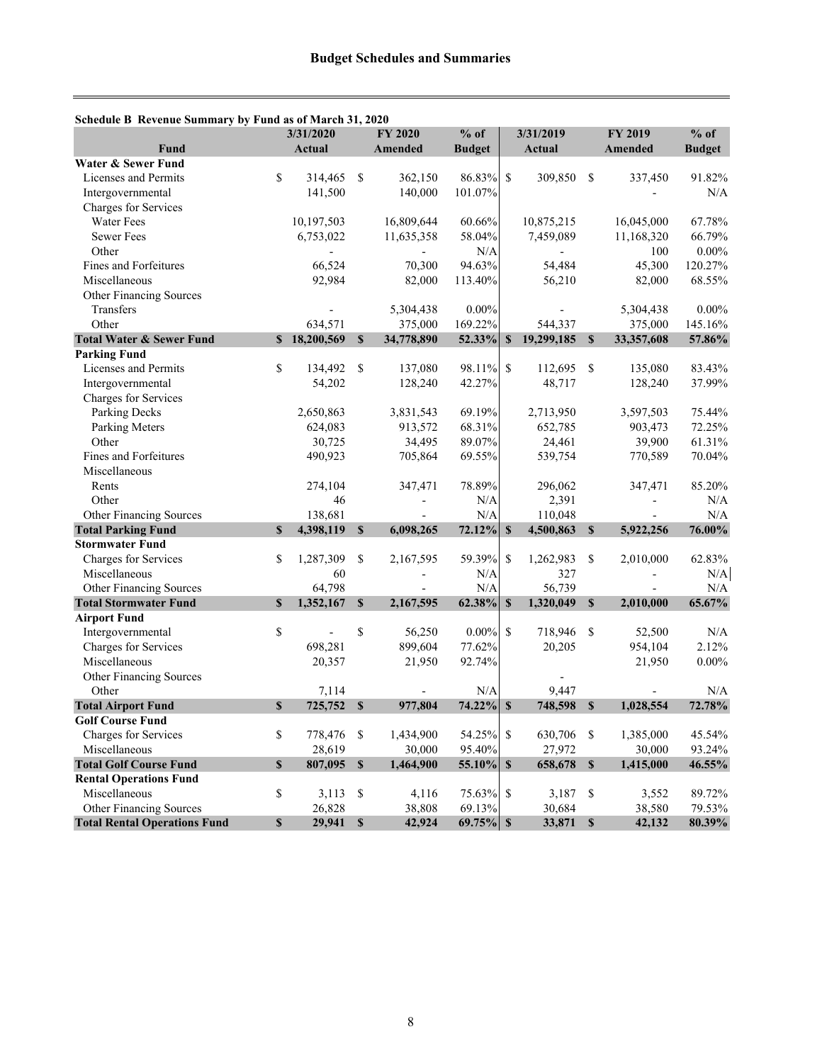## Budget Schedules and Summaries

**Schedule B Revenue Summary by Fund as of March 31, 2020**

| Fund | 3/31/2020 Actual | FY 2020 Amended | % of Budget | 3/31/2019 Actual | FY 2019 Amended | % of Budget |
|---|---|---|---|---|---|---|
| **Water & Sewer Fund** | | | | | | |
| Licenses and Permits | $ 314,465 | $ 362,150 | 86.83% | $ 309,850 | $ 337,450 | 91.82% |
| Intergovernmental | 141,500 | 140,000 | 101.07% | | - | N/A |
| Charges for Services | | | | | | |
| Water Fees | 10,197,503 | 16,809,644 | 60.66% | 10,875,215 | 16,045,000 | 67.78% |
| Sewer Fees | 6,753,022 | 11,635,358 | 58.04% | 7,459,089 | 11,168,320 | 66.79% |
| Other | - | - | N/A | - | 100 | 0.00% |
| Fines and Forfeitures | 66,524 | 70,300 | 94.63% | 54,484 | 45,300 | 120.27% |
| Miscellaneous | 92,984 | 82,000 | 113.40% | 56,210 | 82,000 | 68.55% |
| Other Financing Sources | | | | | | |
| Transfers | - | 5,304,438 | 0.00% | - | 5,304,438 | 0.00% |
| Other | 634,571 | 375,000 | 169.22% | 544,337 | 375,000 | 145.16% |
| **Total Water & Sewer Fund** | **$ 18,200,569** | **$ 34,778,890** | **52.33%** | **$ 19,299,185** | **$ 33,357,608** | **57.86%** |
| **Parking Fund** | | | | | | |
| Licenses and Permits | $ 134,492 | $ 137,080 | 98.11% | $ 112,695 | $ 135,080 | 83.43% |
| Intergovernmental | 54,202 | 128,240 | 42.27% | 48,717 | 128,240 | 37.99% |
| Charges for Services | | | | | | |
| Parking Decks | 2,650,863 | 3,831,543 | 69.19% | 2,713,950 | 3,597,503 | 75.44% |
| Parking Meters | 624,083 | 913,572 | 68.31% | 652,785 | 903,473 | 72.25% |
| Other | 30,725 | 34,495 | 89.07% | 24,461 | 39,900 | 61.31% |
| Fines and Forfeitures | 490,923 | 705,864 | 69.55% | 539,754 | 770,589 | 70.04% |
| Miscellaneous | | | | | | |
| Rents | 274,104 | 347,471 | 78.89% | 296,062 | 347,471 | 85.20% |
| Other | 46 | - | N/A | 2,391 | - | N/A |
| Other Financing Sources | 138,681 | - | N/A | 110,048 | - | N/A |
| **Total Parking Fund** | **$ 4,398,119** | **$ 6,098,265** | **72.12%** | **$ 4,500,863** | **$ 5,922,256** | **76.00%** |
| **Stormwater Fund** | | | | | | |
| Charges for Services | $ 1,287,309 | $ 2,167,595 | 59.39% | $ 1,262,983 | $ 2,010,000 | 62.83% |
| Miscellaneous | 60 | - | N/A | 327 | - | N/A |
| Other Financing Sources | 64,798 | - | N/A | 56,739 | - | N/A |
| **Total Stormwater Fund** | **$ 1,352,167** | **$ 2,167,595** | **62.38%** | **$ 1,320,049** | **$ 2,010,000** | **65.67%** |
| **Airport Fund** | | | | | | |
| Intergovernmental | $ - | $ 56,250 | 0.00% | $ 718,946 | $ 52,500 | N/A |
| Charges for Services | 698,281 | 899,604 | 77.62% | 20,205 | 954,104 | 2.12% |
| Miscellaneous | 20,357 | 21,950 | 92.74% | | 21,950 | 0.00% |
| Other Financing Sources | | | | - | | |
| Other | 7,114 | - | N/A | 9,447 | - | N/A |
| **Total Airport Fund** | **$ 725,752** | **$ 977,804** | **74.22%** | **$ 748,598** | **$ 1,028,554** | **72.78%** |
| **Golf Course Fund** | | | | | | |
| Charges for Services | $ 778,476 | $ 1,434,900 | 54.25% | $ 630,706 | $ 1,385,000 | 45.54% |
| Miscellaneous | 28,619 | 30,000 | 95.40% | 27,972 | 30,000 | 93.24% |
| **Total Golf Course Fund** | **$ 807,095** | **$ 1,464,900** | **55.10%** | **$ 658,678** | **$ 1,415,000** | **46.55%** |
| **Rental Operations Fund** | | | | | | |
| Miscellaneous | $ 3,113 | $ 4,116 | 75.63% | $ 3,187 | $ 3,552 | 89.72% |
| Other Financing Sources | 26,828 | 38,808 | 69.13% | 30,684 | 38,580 | 79.53% |
| **Total Rental Operations Fund** | **$ 29,941** | **$ 42,924** | **69.75%** | **$ 33,871** | **$ 42,132** | **80.39%** |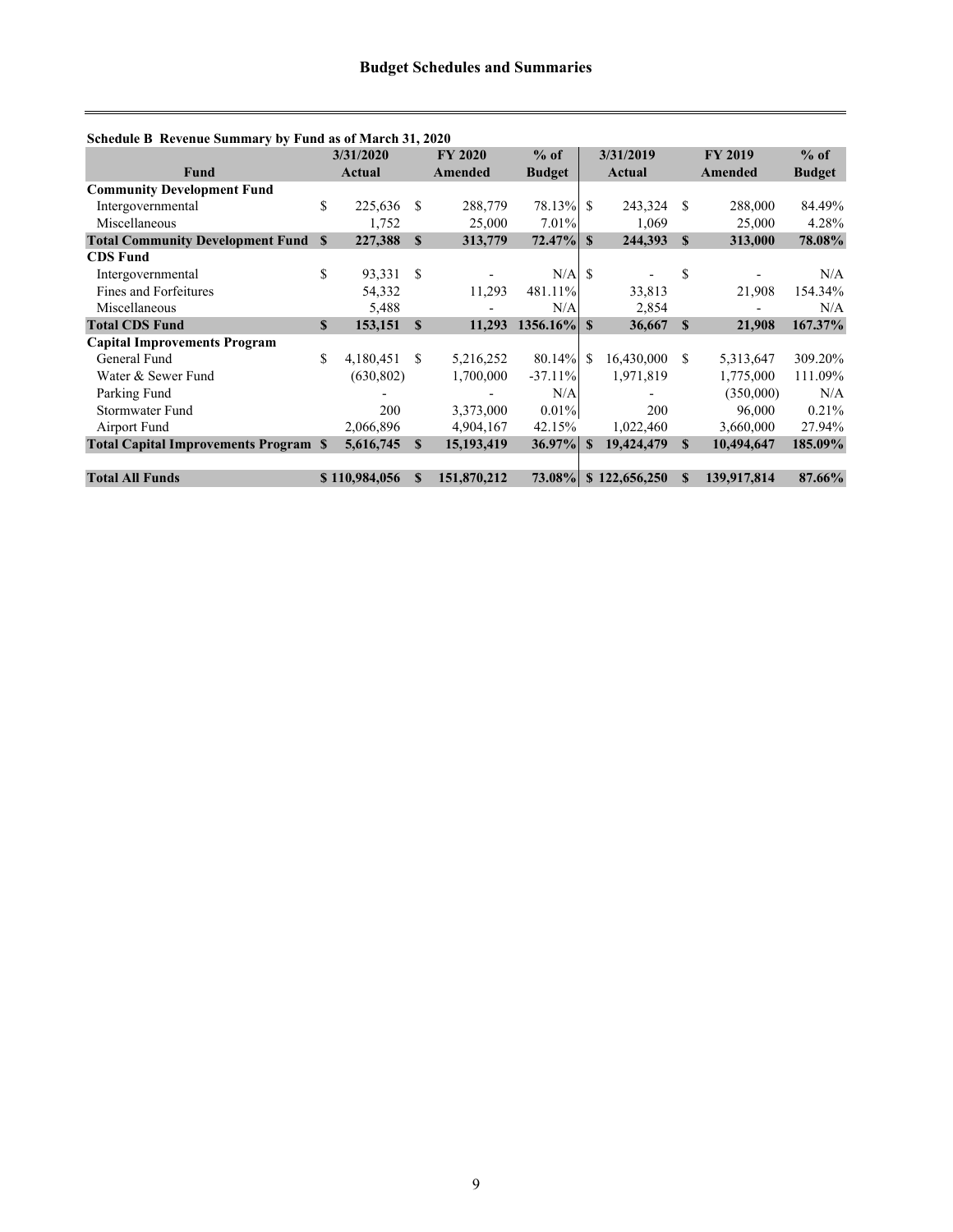## Budget Schedules and Summaries

**Schedule B Revenue Summary by Fund as of March 31, 2020**

| Fund | 3/31/2020 Actual | FY 2020 Amended | % of Budget | 3/31/2019 Actual | FY 2019 Amended | % of Budget |
|---|---|---|---|---|---|---|
| **Community Development Fund** | | | | | | |
| Intergovernmental | $ 225,636 | $ 288,779 | 78.13% | $ 243,324 | $ 288,000 | 84.49% |
| Miscellaneous | 1,752 | 25,000 | 7.01% | 1,069 | 25,000 | 4.28% |
| **Total Community Development Fund** | **$ 227,388** | **$ 313,779** | **72.47%** | **$ 244,393** | **$ 313,000** | **78.08%** |
| **CDS Fund** | | | | | | |
| Intergovernmental | $ 93,331 | $ - | N/A | $ - | $ - | N/A |
| Fines and Forfeitures | 54,332 | 11,293 | 481.11% | 33,813 | 21,908 | 154.34% |
| Miscellaneous | 5,488 | - | N/A | 2,854 | - | N/A |
| **Total CDS Fund** | **$ 153,151** | **$ 11,293** | **1356.16%** | **$ 36,667** | **$ 21,908** | **167.37%** |
| **Capital Improvements Program** | | | | | | |
| General Fund | $ 4,180,451 | $ 5,216,252 | 80.14% | $ 16,430,000 | $ 5,313,647 | 309.20% |
| Water & Sewer Fund | (630,802) | 1,700,000 | -37.11% | 1,971,819 | 1,775,000 | 111.09% |
| Parking Fund | - | - | N/A | - | (350,000) | N/A |
| Stormwater Fund | 200 | 3,373,000 | 0.01% | 200 | 96,000 | 0.21% |
| Airport Fund | 2,066,896 | 4,904,167 | 42.15% | 1,022,460 | 3,660,000 | 27.94% |
| **Total Capital Improvements Program** | **$ 5,616,745** | **$ 15,193,419** | **36.97%** | **$ 19,424,479** | **$ 10,494,647** | **185.09%** |
| | | | | | | |
| **Total All Funds** | **$ 110,984,056** | **$ 151,870,212** | **73.08%** | **$ 122,656,250** | **$ 139,917,814** | **87.66%** |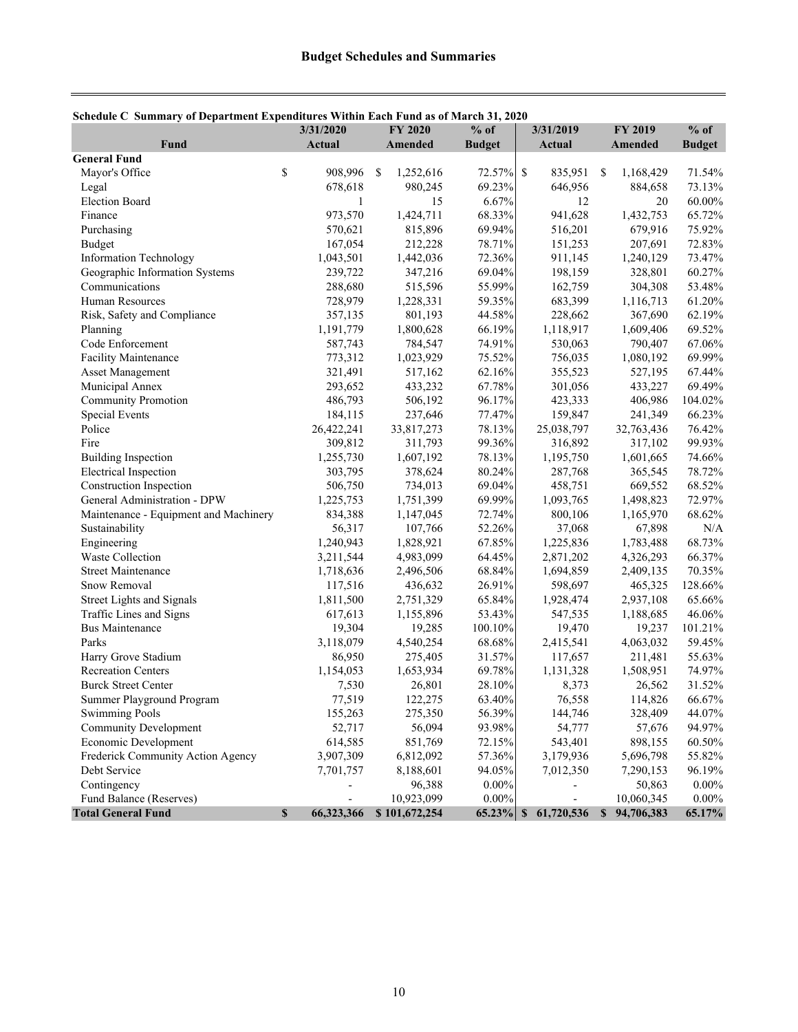## Budget Schedules and Summaries

**Schedule C Summary of Department Expenditures Within Each Fund as of March 31, 2020**

| Fund | 3/31/2020 Actual | FY 2020 Amended | % of Budget | 3/31/2019 Actual | FY 2019 Amended | % of Budget |
|---|---|---|---|---|---|---|
| **General Fund** | | | | | | |
| Mayor's Office | $ 908,996 | $ 1,252,616 | 72.57% | $ 835,951 | $ 1,168,429 | 71.54% |
| Legal | 678,618 | 980,245 | 69.23% | 646,956 | 884,658 | 73.13% |
| Election Board | 1 | 15 | 6.67% | 12 | 20 | 60.00% |
| Finance | 973,570 | 1,424,711 | 68.33% | 941,628 | 1,432,753 | 65.72% |
| Purchasing | 570,621 | 815,896 | 69.94% | 516,201 | 679,916 | 75.92% |
| Budget | 167,054 | 212,228 | 78.71% | 151,253 | 207,691 | 72.83% |
| Information Technology | 1,043,501 | 1,442,036 | 72.36% | 911,145 | 1,240,129 | 73.47% |
| Geographic Information Systems | 239,722 | 347,216 | 69.04% | 198,159 | 328,801 | 60.27% |
| Communications | 288,680 | 515,596 | 55.99% | 162,759 | 304,308 | 53.48% |
| Human Resources | 728,979 | 1,228,331 | 59.35% | 683,399 | 1,116,713 | 61.20% |
| Risk, Safety and Compliance | 357,135 | 801,193 | 44.58% | 228,662 | 367,690 | 62.19% |
| Planning | 1,191,779 | 1,800,628 | 66.19% | 1,118,917 | 1,609,406 | 69.52% |
| Code Enforcement | 587,743 | 784,547 | 74.91% | 530,063 | 790,407 | 67.06% |
| Facility Maintenance | 773,312 | 1,023,929 | 75.52% | 756,035 | 1,080,192 | 69.99% |
| Asset Management | 321,491 | 517,162 | 62.16% | 355,523 | 527,195 | 67.44% |
| Municipal Annex | 293,652 | 433,232 | 67.78% | 301,056 | 433,227 | 69.49% |
| Community Promotion | 486,793 | 506,192 | 96.17% | 423,333 | 406,986 | 104.02% |
| Special Events | 184,115 | 237,646 | 77.47% | 159,847 | 241,349 | 66.23% |
| Police | 26,422,241 | 33,817,273 | 78.13% | 25,038,797 | 32,763,436 | 76.42% |
| Fire | 309,812 | 311,793 | 99.36% | 316,892 | 317,102 | 99.93% |
| Building Inspection | 1,255,730 | 1,607,192 | 78.13% | 1,195,750 | 1,601,665 | 74.66% |
| Electrical Inspection | 303,795 | 378,624 | 80.24% | 287,768 | 365,545 | 78.72% |
| Construction Inspection | 506,750 | 734,013 | 69.04% | 458,751 | 669,552 | 68.52% |
| General Administration - DPW | 1,225,753 | 1,751,399 | 69.99% | 1,093,765 | 1,498,823 | 72.97% |
| Maintenance - Equipment and Machinery | 834,388 | 1,147,045 | 72.74% | 800,106 | 1,165,970 | 68.62% |
| Sustainability | 56,317 | 107,766 | 52.26% | 37,068 | 67,898 | N/A |
| Engineering | 1,240,943 | 1,828,921 | 67.85% | 1,225,836 | 1,783,488 | 68.73% |
| Waste Collection | 3,211,544 | 4,983,099 | 64.45% | 2,871,202 | 4,326,293 | 66.37% |
| Street Maintenance | 1,718,636 | 2,496,506 | 68.84% | 1,694,859 | 2,409,135 | 70.35% |
| Snow Removal | 117,516 | 436,632 | 26.91% | 598,697 | 465,325 | 128.66% |
| Street Lights and Signals | 1,811,500 | 2,751,329 | 65.84% | 1,928,474 | 2,937,108 | 65.66% |
| Traffic Lines and Signs | 617,613 | 1,155,896 | 53.43% | 547,535 | 1,188,685 | 46.06% |
| Bus Maintenance | 19,304 | 19,285 | 100.10% | 19,470 | 19,237 | 101.21% |
| Parks | 3,118,079 | 4,540,254 | 68.68% | 2,415,541 | 4,063,032 | 59.45% |
| Harry Grove Stadium | 86,950 | 275,405 | 31.57% | 117,657 | 211,481 | 55.63% |
| Recreation Centers | 1,154,053 | 1,653,934 | 69.78% | 1,131,328 | 1,508,951 | 74.97% |
| Burck Street Center | 7,530 | 26,801 | 28.10% | 8,373 | 26,562 | 31.52% |
| Summer Playground Program | 77,519 | 122,275 | 63.40% | 76,558 | 114,826 | 66.67% |
| Swimming Pools | 155,263 | 275,350 | 56.39% | 144,746 | 328,409 | 44.07% |
| Community Development | 52,717 | 56,094 | 93.98% | 54,777 | 57,676 | 94.97% |
| Economic Development | 614,585 | 851,769 | 72.15% | 543,401 | 898,155 | 60.50% |
| Frederick Community Action Agency | 3,907,309 | 6,812,092 | 57.36% | 3,179,936 | 5,696,798 | 55.82% |
| Debt Service | 7,701,757 | 8,188,601 | 94.05% | 7,012,350 | 7,290,153 | 96.19% |
| Contingency | - | 96,388 | 0.00% | - | 50,863 | 0.00% |
| Fund Balance (Reserves) | - | 10,923,099 | 0.00% | - | 10,060,345 | 0.00% |
| **Total General Fund** | **$ 66,323,366** | **$ 101,672,254** | **65.23%** | **$ 61,720,536** | **$ 94,706,383** | **65.17%** |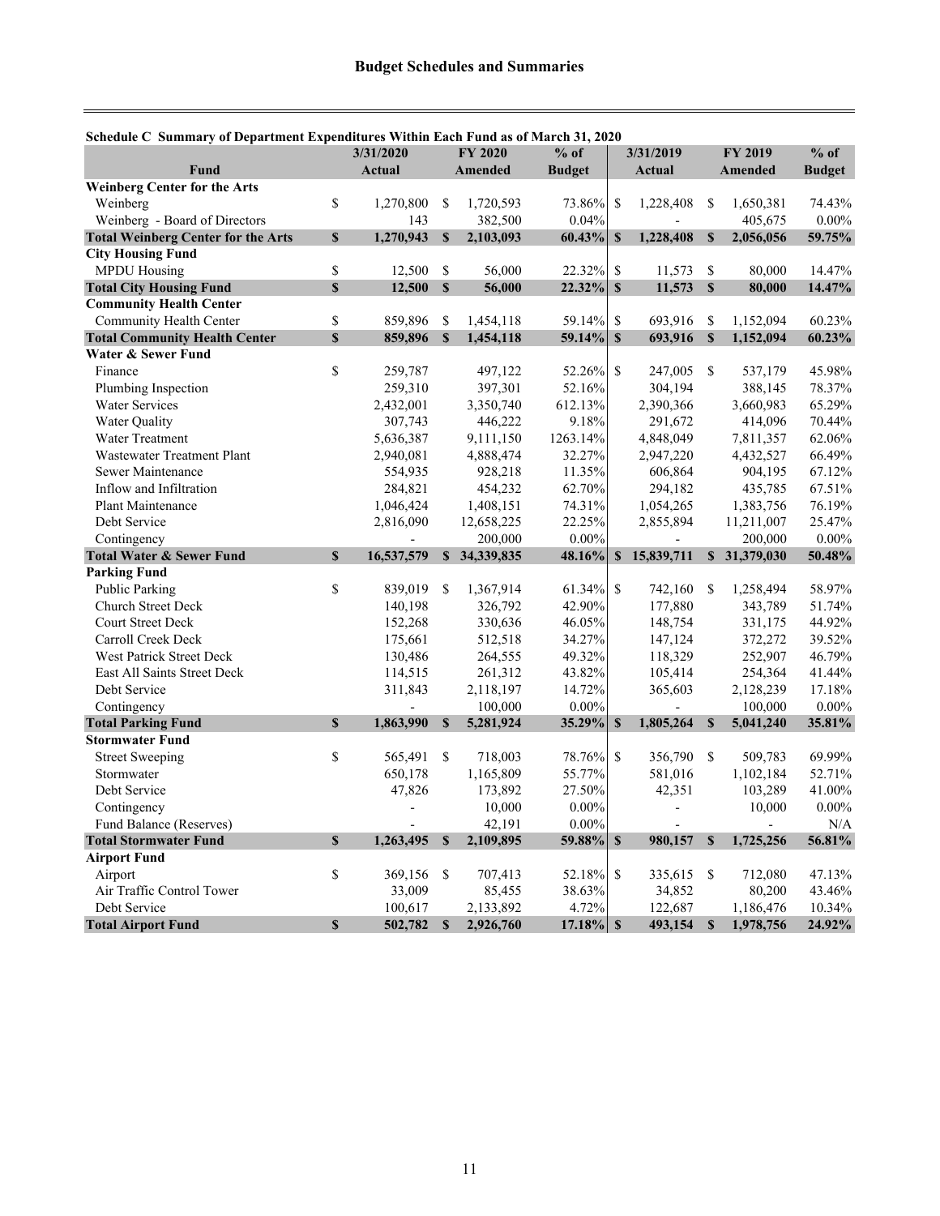## Budget Schedules and Summaries

**Schedule C Summary of Department Expenditures Within Each Fund as of March 31, 2020**

| Fund | 3/31/2020 Actual | FY 2020 Amended | % of Budget | 3/31/2019 Actual | FY 2019 Amended | % of Budget |
|---|---|---|---|---|---|---|
| **Weinberg Center for the Arts** | | | | | | |
| Weinberg | $ 1,270,800 | $ 1,720,593 | 73.86% | $ 1,228,408 | $ 1,650,381 | 74.43% |
| Weinberg - Board of Directors | 143 | 382,500 | 0.04% | - | 405,675 | 0.00% |
| **Total Weinberg Center for the Arts** | **$ 1,270,943** | **$ 2,103,093** | **60.43%** | **$ 1,228,408** | **$ 2,056,056** | **59.75%** |
| **City Housing Fund** | | | | | | |
| MPDU Housing | $ 12,500 | $ 56,000 | 22.32% | $ 11,573 | $ 80,000 | 14.47% |
| **Total City Housing Fund** | **$ 12,500** | **$ 56,000** | **22.32%** | **$ 11,573** | **$ 80,000** | **14.47%** |
| **Community Health Center** | | | | | | |
| Community Health Center | $ 859,896 | $ 1,454,118 | 59.14% | $ 693,916 | $ 1,152,094 | 60.23% |
| **Total Community Health Center** | **$ 859,896** | **$ 1,454,118** | **59.14%** | **$ 693,916** | **$ 1,152,094** | **60.23%** |
| **Water & Sewer Fund** | | | | | | |
| Finance | $ 259,787 | 497,122 | 52.26% | $ 247,005 | $ 537,179 | 45.98% |
| Plumbing Inspection | 259,310 | 397,301 | 52.16% | 304,194 | 388,145 | 78.37% |
| Water Services | 2,432,001 | 3,350,740 | 612.13% | 2,390,366 | 3,660,983 | 65.29% |
| Water Quality | 307,743 | 446,222 | 9.18% | 291,672 | 414,096 | 70.44% |
| Water Treatment | 5,636,387 | 9,111,150 | 1263.14% | 4,848,049 | 7,811,357 | 62.06% |
| Wastewater Treatment Plant | 2,940,081 | 4,888,474 | 32.27% | 2,947,220 | 4,432,527 | 66.49% |
| Sewer Maintenance | 554,935 | 928,218 | 11.35% | 606,864 | 904,195 | 67.12% |
| Inflow and Infiltration | 284,821 | 454,232 | 62.70% | 294,182 | 435,785 | 67.51% |
| Plant Maintenance | 1,046,424 | 1,408,151 | 74.31% | 1,054,265 | 1,383,756 | 76.19% |
| Debt Service | 2,816,090 | 12,658,225 | 22.25% | 2,855,894 | 11,211,007 | 25.47% |
| Contingency | - | 200,000 | 0.00% | - | 200,000 | 0.00% |
| **Total Water & Sewer Fund** | **$ 16,537,579** | **$ 34,339,835** | **48.16%** | **$ 15,839,711** | **$ 31,379,030** | **50.48%** |
| **Parking Fund** | | | | | | |
| Public Parking | $ 839,019 | $ 1,367,914 | 61.34% | $ 742,160 | $ 1,258,494 | 58.97% |
| Church Street Deck | 140,198 | 326,792 | 42.90% | 177,880 | 343,789 | 51.74% |
| Court Street Deck | 152,268 | 330,636 | 46.05% | 148,754 | 331,175 | 44.92% |
| Carroll Creek Deck | 175,661 | 512,518 | 34.27% | 147,124 | 372,272 | 39.52% |
| West Patrick Street Deck | 130,486 | 264,555 | 49.32% | 118,329 | 252,907 | 46.79% |
| East All Saints Street Deck | 114,515 | 261,312 | 43.82% | 105,414 | 254,364 | 41.44% |
| Debt Service | 311,843 | 2,118,197 | 14.72% | 365,603 | 2,128,239 | 17.18% |
| Contingency | - | 100,000 | 0.00% | - | 100,000 | 0.00% |
| **Total Parking Fund** | **$ 1,863,990** | **$ 5,281,924** | **35.29%** | **$ 1,805,264** | **$ 5,041,240** | **35.81%** |
| **Stormwater Fund** | | | | | | |
| Street Sweeping | $ 565,491 | $ 718,003 | 78.76% | $ 356,790 | $ 509,783 | 69.99% |
| Stormwater | 650,178 | 1,165,809 | 55.77% | 581,016 | 1,102,184 | 52.71% |
| Debt Service | 47,826 | 173,892 | 27.50% | 42,351 | 103,289 | 41.00% |
| Contingency | - | 10,000 | 0.00% | - | 10,000 | 0.00% |
| Fund Balance (Reserves) | - | 42,191 | 0.00% | - | - | N/A |
| **Total Stormwater Fund** | **$ 1,263,495** | **$ 2,109,895** | **59.88%** | **$ 980,157** | **$ 1,725,256** | **56.81%** |
| **Airport Fund** | | | | | | |
| Airport | $ 369,156 | $ 707,413 | 52.18% | $ 335,615 | $ 712,080 | 47.13% |
| Air Traffic Control Tower | 33,009 | 85,455 | 38.63% | 34,852 | 80,200 | 43.46% |
| Debt Service | 100,617 | 2,133,892 | 4.72% | 122,687 | 1,186,476 | 10.34% |
| **Total Airport Fund** | **$ 502,782** | **$ 2,926,760** | **17.18%** | **$ 493,154** | **$ 1,978,756** | **24.92%** |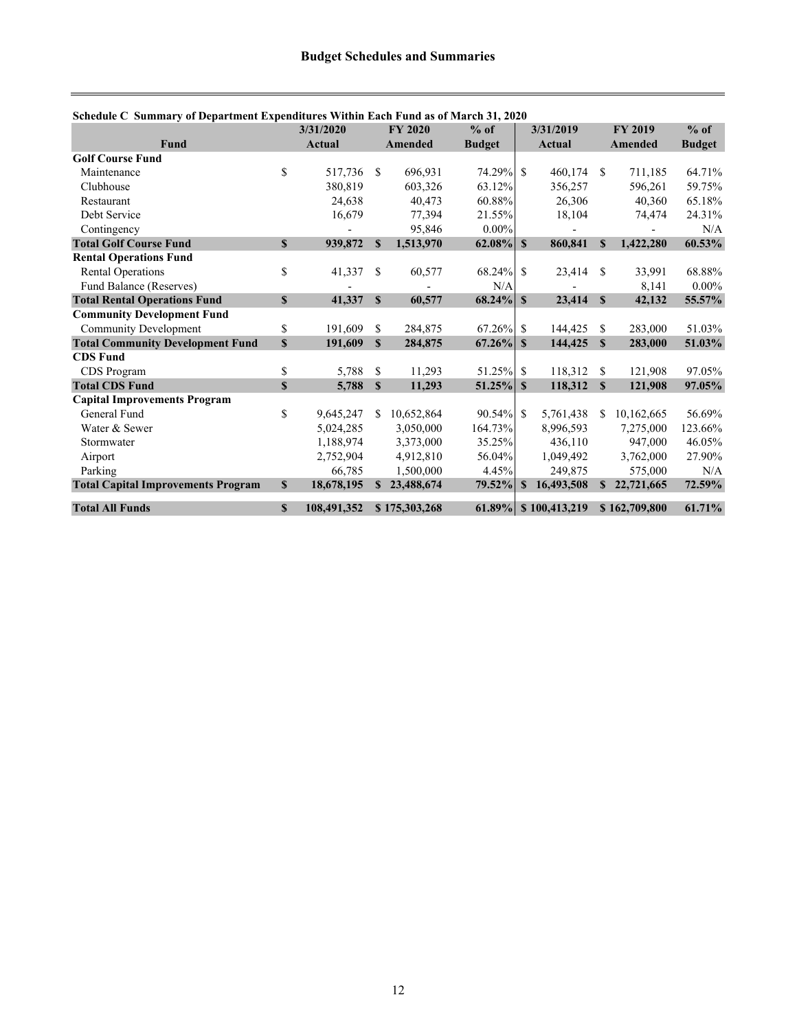## Budget Schedules and Summaries

**Schedule C Summary of Department Expenditures Within Each Fund as of March 31, 2020**

| Fund | 3/31/2020 Actual | FY 2020 Amended | % of Budget | 3/31/2019 Actual | FY 2019 Amended | % of Budget |
|---|---|---|---|---|---|---|
| **Golf Course Fund** | | | | | | |
| Maintenance | $ 517,736 | $ 696,931 | 74.29% | $ 460,174 | $ 711,185 | 64.71% |
| Clubhouse | 380,819 | 603,326 | 63.12% | 356,257 | 596,261 | 59.75% |
| Restaurant | 24,638 | 40,473 | 60.88% | 26,306 | 40,360 | 65.18% |
| Debt Service | 16,679 | 77,394 | 21.55% | 18,104 | 74,474 | 24.31% |
| Contingency | - | 95,846 | 0.00% | - | - | N/A |
| **Total Golf Course Fund** | **$ 939,872** | **$ 1,513,970** | **62.08%** | **$ 860,841** | **$ 1,422,280** | **60.53%** |
| **Rental Operations Fund** | | | | | | |
| Rental Operations | $ 41,337 | $ 60,577 | 68.24% | $ 23,414 | $ 33,991 | 68.88% |
| Fund Balance (Reserves) | - | - | N/A | - | 8,141 | 0.00% |
| **Total Rental Operations Fund** | **$ 41,337** | **$ 60,577** | **68.24%** | **$ 23,414** | **$ 42,132** | **55.57%** |
| **Community Development Fund** | | | | | | |
| Community Development | $ 191,609 | $ 284,875 | 67.26% | $ 144,425 | $ 283,000 | 51.03% |
| **Total Community Development Fund** | **$ 191,609** | **$ 284,875** | **67.26%** | **$ 144,425** | **$ 283,000** | **51.03%** |
| **CDS Fund** | | | | | | |
| CDS Program | $ 5,788 | $ 11,293 | 51.25% | $ 118,312 | $ 121,908 | 97.05% |
| **Total CDS Fund** | **$ 5,788** | **$ 11,293** | **51.25%** | **$ 118,312** | **$ 121,908** | **97.05%** |
| **Capital Improvements Program** | | | | | | |
| General Fund | $ 9,645,247 | $ 10,652,864 | 90.54% | $ 5,761,438 | $ 10,162,665 | 56.69% |
| Water & Sewer | 5,024,285 | 3,050,000 | 164.73% | 8,996,593 | 7,275,000 | 123.66% |
| Stormwater | 1,188,974 | 3,373,000 | 35.25% | 436,110 | 947,000 | 46.05% |
| Airport | 2,752,904 | 4,912,810 | 56.04% | 1,049,492 | 3,762,000 | 27.90% |
| Parking | 66,785 | 1,500,000 | 4.45% | 249,875 | 575,000 | N/A |
| **Total Capital Improvements Program** | **$ 18,678,195** | **$ 23,488,674** | **79.52%** | **$ 16,493,508** | **$ 22,721,665** | **72.59%** |
| **Total All Funds** | **$ 108,491,352** | **$ 175,303,268** | **61.89%** | **$ 100,413,219** | **$ 162,709,800** | **61.71%** |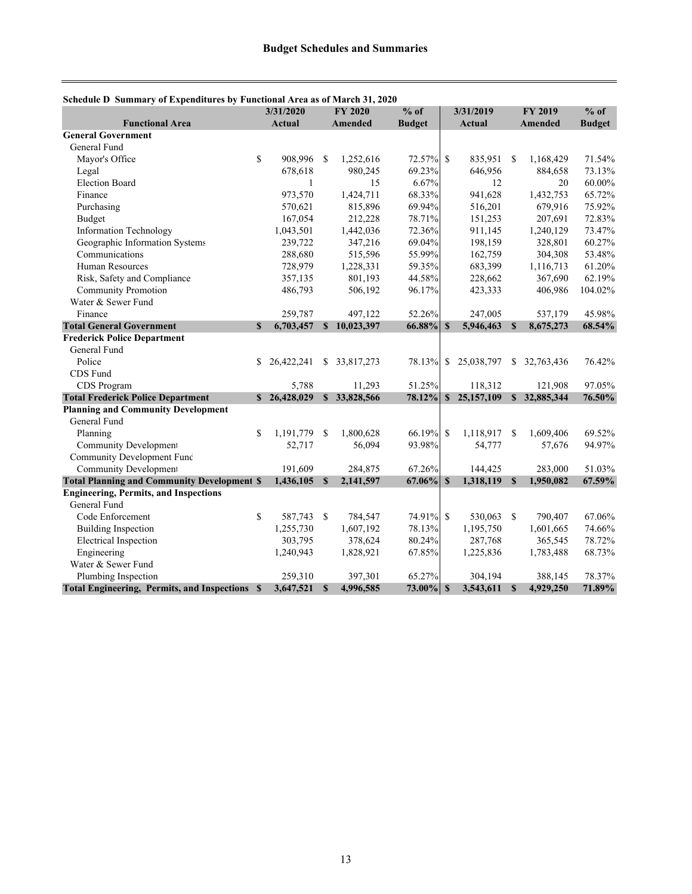## Budget Schedules and Summaries

**Schedule D Summary of Expenditures by Functional Area as of March 31, 2020**

| Functional Area | 3/31/2020 Actual | FY 2020 Amended | % of Budget | 3/31/2019 Actual | FY 2019 Amended | % of Budget |
|---|---|---|---|---|---|---|
| **General Government** | | | | | | |
| General Fund | | | | | | |
| Mayor's Office | $ 908,996 | $ 1,252,616 | 72.57% | $ 835,951 | $ 1,168,429 | 71.54% |
| Legal | 678,618 | 980,245 | 69.23% | 646,956 | 884,658 | 73.13% |
| Election Board | 1 | 15 | 6.67% | 12 | 20 | 60.00% |
| Finance | 973,570 | 1,424,711 | 68.33% | 941,628 | 1,432,753 | 65.72% |
| Purchasing | 570,621 | 815,896 | 69.94% | 516,201 | 679,916 | 75.92% |
| Budget | 167,054 | 212,228 | 78.71% | 151,253 | 207,691 | 72.83% |
| Information Technology | 1,043,501 | 1,442,036 | 72.36% | 911,145 | 1,240,129 | 73.47% |
| Geographic Information Systems | 239,722 | 347,216 | 69.04% | 198,159 | 328,801 | 60.27% |
| Communications | 288,680 | 515,596 | 55.99% | 162,759 | 304,308 | 53.48% |
| Human Resources | 728,979 | 1,228,331 | 59.35% | 683,399 | 1,116,713 | 61.20% |
| Risk, Safety and Compliance | 357,135 | 801,193 | 44.58% | 228,662 | 367,690 | 62.19% |
| Community Promotion | 486,793 | 506,192 | 96.17% | 423,333 | 406,986 | 104.02% |
| Water & Sewer Fund | | | | | | |
| Finance | 259,787 | 497,122 | 52.26% | 247,005 | 537,179 | 45.98% |
| **Total General Government** | **$ 6,703,457** | **$ 10,023,397** | **66.88%** | **$ 5,946,463** | **$ 8,675,273** | **68.54%** |
| **Frederick Police Department** | | | | | | |
| General Fund | | | | | | |
| Police | $ 26,422,241 | $ 33,817,273 | 78.13% | $ 25,038,797 | $ 32,763,436 | 76.42% |
| CDS Fund | | | | | | |
| CDS Program | 5,788 | 11,293 | 51.25% | 118,312 | 121,908 | 97.05% |
| **Total Frederick Police Department** | **$ 26,428,029** | **$ 33,828,566** | **78.12%** | **$ 25,157,109** | **$ 32,885,344** | **76.50%** |
| **Planning and Community Development** | | | | | | |
| General Fund | | | | | | |
| Planning | $ 1,191,779 | $ 1,800,628 | 66.19% | $ 1,118,917 | $ 1,609,406 | 69.52% |
| Community Development | 52,717 | 56,094 | 93.98% | 54,777 | 57,676 | 94.97% |
| Community Development Fund | | | | | | |
| Community Development | 191,609 | 284,875 | 67.26% | 144,425 | 283,000 | 51.03% |
| **Total Planning and Community Development** | **$ 1,436,105** | **$ 2,141,597** | **67.06%** | **$ 1,318,119** | **$ 1,950,082** | **67.59%** |
| **Engineering, Permits, and Inspections** | | | | | | |
| General Fund | | | | | | |
| Code Enforcement | $ 587,743 | $ 784,547 | 74.91% | $ 530,063 | $ 790,407 | 67.06% |
| Building Inspection | 1,255,730 | 1,607,192 | 78.13% | 1,195,750 | 1,601,665 | 74.66% |
| Electrical Inspection | 303,795 | 378,624 | 80.24% | 287,768 | 365,545 | 78.72% |
| Engineering | 1,240,943 | 1,828,921 | 67.85% | 1,225,836 | 1,783,488 | 68.73% |
| Water & Sewer Fund | | | | | | |
| Plumbing Inspection | 259,310 | 397,301 | 65.27% | 304,194 | 388,145 | 78.37% |
| **Total Engineering, Permits, and Inspections** | **$ 3,647,521** | **$ 4,996,585** | **73.00%** | **$ 3,543,611** | **$ 4,929,250** | **71.89%** |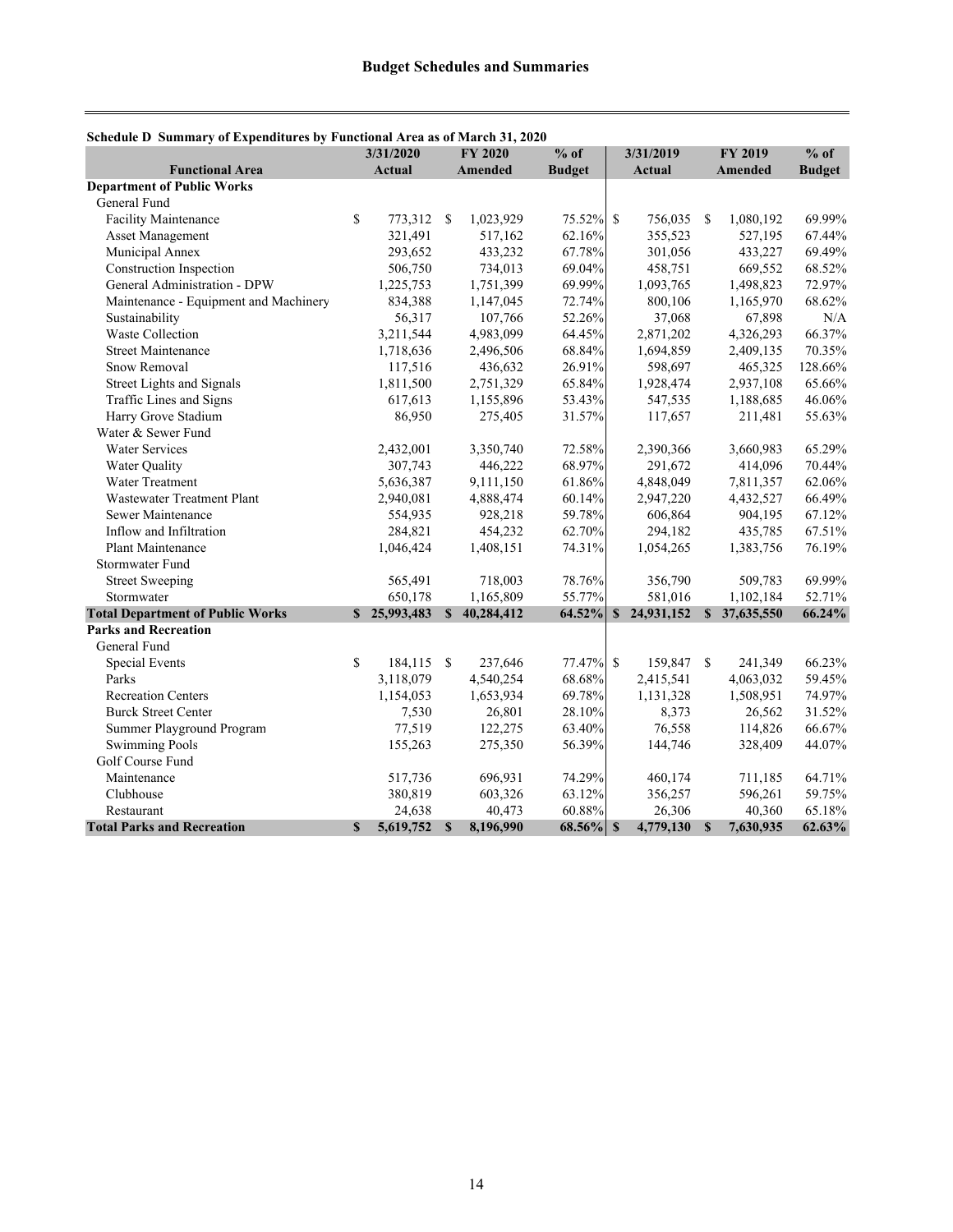## Budget Schedules and Summaries

**Schedule D Summary of Expenditures by Functional Area as of March 31, 2020**

| Functional Area | 3/31/2020 Actual | FY 2020 Amended | % of Budget | 3/31/2019 Actual | FY 2019 Amended | % of Budget |
|---|---|---|---|---|---|---|
| **Department of Public Works** | | | | | | |
| General Fund | | | | | | |
| Facility Maintenance | $ 773,312 | $ 1,023,929 | 75.52% | $ 756,035 | $ 1,080,192 | 69.99% |
| Asset Management | 321,491 | 517,162 | 62.16% | 355,523 | 527,195 | 67.44% |
| Municipal Annex | 293,652 | 433,232 | 67.78% | 301,056 | 433,227 | 69.49% |
| Construction Inspection | 506,750 | 734,013 | 69.04% | 458,751 | 669,552 | 68.52% |
| General Administration - DPW | 1,225,753 | 1,751,399 | 69.99% | 1,093,765 | 1,498,823 | 72.97% |
| Maintenance - Equipment and Machinery | 834,388 | 1,147,045 | 72.74% | 800,106 | 1,165,970 | 68.62% |
| Sustainability | 56,317 | 107,766 | 52.26% | 37,068 | 67,898 | N/A |
| Waste Collection | 3,211,544 | 4,983,099 | 64.45% | 2,871,202 | 4,326,293 | 66.37% |
| Street Maintenance | 1,718,636 | 2,496,506 | 68.84% | 1,694,859 | 2,409,135 | 70.35% |
| Snow Removal | 117,516 | 436,632 | 26.91% | 598,697 | 465,325 | 128.66% |
| Street Lights and Signals | 1,811,500 | 2,751,329 | 65.84% | 1,928,474 | 2,937,108 | 65.66% |
| Traffic Lines and Signs | 617,613 | 1,155,896 | 53.43% | 547,535 | 1,188,685 | 46.06% |
| Harry Grove Stadium | 86,950 | 275,405 | 31.57% | 117,657 | 211,481 | 55.63% |
| Water & Sewer Fund | | | | | | |
| Water Services | 2,432,001 | 3,350,740 | 72.58% | 2,390,366 | 3,660,983 | 65.29% |
| Water Quality | 307,743 | 446,222 | 68.97% | 291,672 | 414,096 | 70.44% |
| Water Treatment | 5,636,387 | 9,111,150 | 61.86% | 4,848,049 | 7,811,357 | 62.06% |
| Wastewater Treatment Plant | 2,940,081 | 4,888,474 | 60.14% | 2,947,220 | 4,432,527 | 66.49% |
| Sewer Maintenance | 554,935 | 928,218 | 59.78% | 606,864 | 904,195 | 67.12% |
| Inflow and Infiltration | 284,821 | 454,232 | 62.70% | 294,182 | 435,785 | 67.51% |
| Plant Maintenance | 1,046,424 | 1,408,151 | 74.31% | 1,054,265 | 1,383,756 | 76.19% |
| Stormwater Fund | | | | | | |
| Street Sweeping | 565,491 | 718,003 | 78.76% | 356,790 | 509,783 | 69.99% |
| Stormwater | 650,178 | 1,165,809 | 55.77% | 581,016 | 1,102,184 | 52.71% |
| **Total Department of Public Works** | **$ 25,993,483** | **$ 40,284,412** | **64.52%** | **$ 24,931,152** | **$ 37,635,550** | **66.24%** |
| **Parks and Recreation** | | | | | | |
| General Fund | | | | | | |
| Special Events | $ 184,115 | $ 237,646 | 77.47% | $ 159,847 | $ 241,349 | 66.23% |
| Parks | 3,118,079 | 4,540,254 | 68.68% | 2,415,541 | 4,063,032 | 59.45% |
| Recreation Centers | 1,154,053 | 1,653,934 | 69.78% | 1,131,328 | 1,508,951 | 74.97% |
| Burck Street Center | 7,530 | 26,801 | 28.10% | 8,373 | 26,562 | 31.52% |
| Summer Playground Program | 77,519 | 122,275 | 63.40% | 76,558 | 114,826 | 66.67% |
| Swimming Pools | 155,263 | 275,350 | 56.39% | 144,746 | 328,409 | 44.07% |
| Golf Course Fund | | | | | | |
| Maintenance | 517,736 | 696,931 | 74.29% | 460,174 | 711,185 | 64.71% |
| Clubhouse | 380,819 | 603,326 | 63.12% | 356,257 | 596,261 | 59.75% |
| Restaurant | 24,638 | 40,473 | 60.88% | 26,306 | 40,360 | 65.18% |
| **Total Parks and Recreation** | **$ 5,619,752** | **$ 8,196,990** | **68.56%** | **$ 4,779,130** | **$ 7,630,935** | **62.63%** |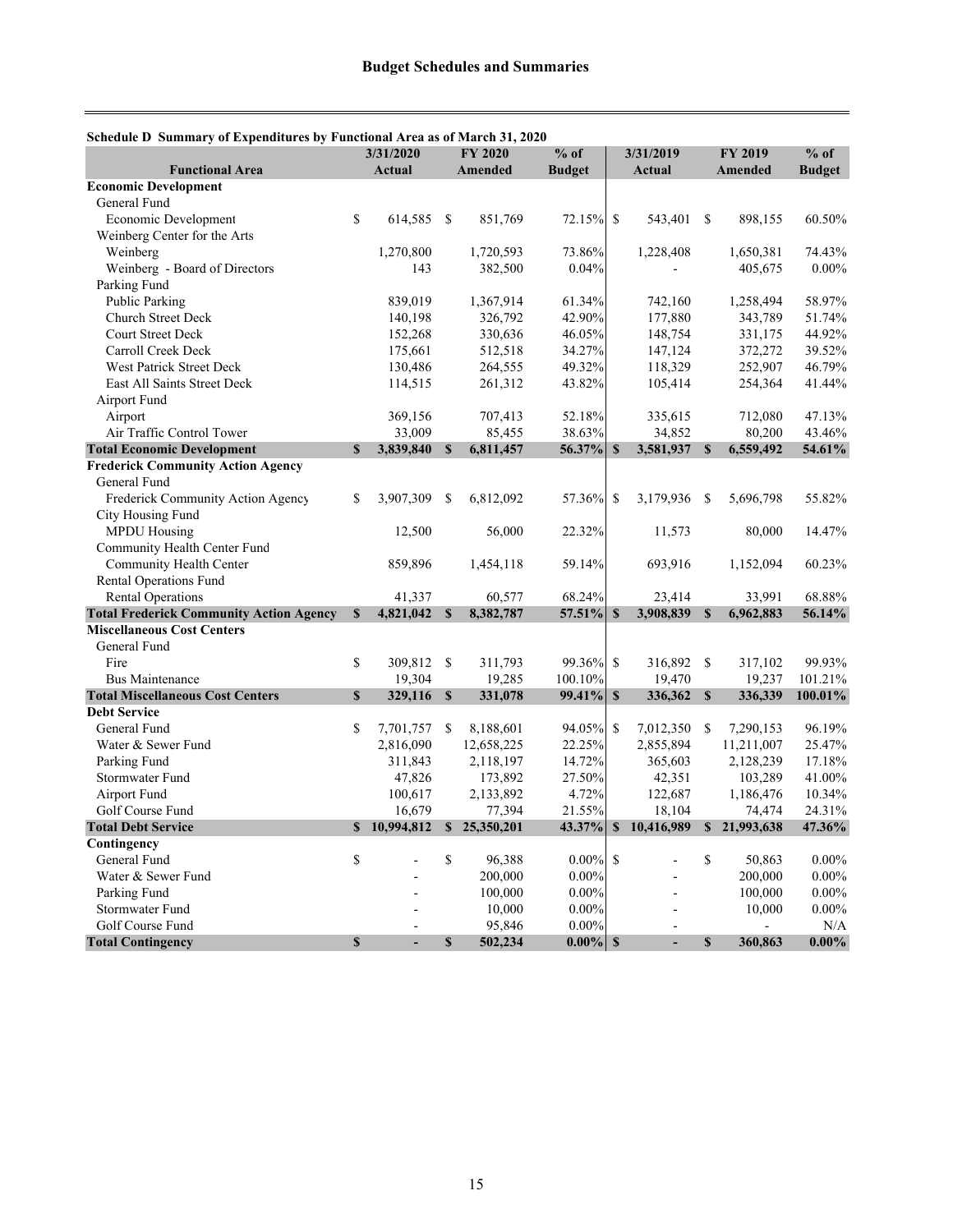## Budget Schedules and Summaries

**Schedule D Summary of Expenditures by Functional Area as of March 31, 2020**

| Functional Area | 3/31/2020 Actual | FY 2020 Amended | % of Budget | 3/31/2019 Actual | FY 2019 Amended | % of Budget |
|---|---|---|---|---|---|---|
| **Economic Development** | | | | | | |
| General Fund | | | | | | |
| Economic Development | $ 614,585 | $ 851,769 | 72.15% | $ 543,401 | $ 898,155 | 60.50% |
| Weinberg Center for the Arts | | | | | | |
| Weinberg | 1,270,800 | 1,720,593 | 73.86% | 1,228,408 | 1,650,381 | 74.43% |
| Weinberg - Board of Directors | 143 | 382,500 | 0.04% | - | 405,675 | 0.00% |
| Parking Fund | | | | | | |
| Public Parking | 839,019 | 1,367,914 | 61.34% | 742,160 | 1,258,494 | 58.97% |
| Church Street Deck | 140,198 | 326,792 | 42.90% | 177,880 | 343,789 | 51.74% |
| Court Street Deck | 152,268 | 330,636 | 46.05% | 148,754 | 331,175 | 44.92% |
| Carroll Creek Deck | 175,661 | 512,518 | 34.27% | 147,124 | 372,272 | 39.52% |
| West Patrick Street Deck | 130,486 | 264,555 | 49.32% | 118,329 | 252,907 | 46.79% |
| East All Saints Street Deck | 114,515 | 261,312 | 43.82% | 105,414 | 254,364 | 41.44% |
| Airport Fund | | | | | | |
| Airport | 369,156 | 707,413 | 52.18% | 335,615 | 712,080 | 47.13% |
| Air Traffic Control Tower | 33,009 | 85,455 | 38.63% | 34,852 | 80,200 | 43.46% |
| **Total Economic Development** | **$ 3,839,840** | **$ 6,811,457** | **56.37%** | **$ 3,581,937** | **$ 6,559,492** | **54.61%** |
| **Frederick Community Action Agency** | | | | | | |
| General Fund | | | | | | |
| Frederick Community Action Agency | $ 3,907,309 | $ 6,812,092 | 57.36% | $ 3,179,936 | $ 5,696,798 | 55.82% |
| City Housing Fund | | | | | | |
| MPDU Housing | 12,500 | 56,000 | 22.32% | 11,573 | 80,000 | 14.47% |
| Community Health Center Fund | | | | | | |
| Community Health Center | 859,896 | 1,454,118 | 59.14% | 693,916 | 1,152,094 | 60.23% |
| Rental Operations Fund | | | | | | |
| Rental Operations | 41,337 | 60,577 | 68.24% | 23,414 | 33,991 | 68.88% |
| **Total Frederick Community Action Agency** | **$ 4,821,042** | **$ 8,382,787** | **57.51%** | **$ 3,908,839** | **$ 6,962,883** | **56.14%** |
| **Miscellaneous Cost Centers** | | | | | | |
| General Fund | | | | | | |
| Fire | $ 309,812 | $ 311,793 | 99.36% | $ 316,892 | $ 317,102 | 99.93% |
| Bus Maintenance | 19,304 | 19,285 | 100.10% | 19,470 | 19,237 | 101.21% |
| **Total Miscellaneous Cost Centers** | **$ 329,116** | **$ 331,078** | **99.41%** | **$ 336,362** | **$ 336,339** | **100.01%** |
| **Debt Service** | | | | | | |
| General Fund | $ 7,701,757 | $ 8,188,601 | 94.05% | $ 7,012,350 | $ 7,290,153 | 96.19% |
| Water & Sewer Fund | 2,816,090 | 12,658,225 | 22.25% | 2,855,894 | 11,211,007 | 25.47% |
| Parking Fund | 311,843 | 2,118,197 | 14.72% | 365,603 | 2,128,239 | 17.18% |
| Stormwater Fund | 47,826 | 173,892 | 27.50% | 42,351 | 103,289 | 41.00% |
| Airport Fund | 100,617 | 2,133,892 | 4.72% | 122,687 | 1,186,476 | 10.34% |
| Golf Course Fund | 16,679 | 77,394 | 21.55% | 18,104 | 74,474 | 24.31% |
| **Total Debt Service** | **$ 10,994,812** | **$ 25,350,201** | **43.37%** | **$ 10,416,989** | **$ 21,993,638** | **47.36%** |
| **Contingency** | | | | | | |
| General Fund | $ - | $ 96,388 | 0.00% | $ - | $ 50,863 | 0.00% |
| Water & Sewer Fund | - | 200,000 | 0.00% | - | 200,000 | 0.00% |
| Parking Fund | - | 100,000 | 0.00% | - | 100,000 | 0.00% |
| Stormwater Fund | - | 10,000 | 0.00% | - | 10,000 | 0.00% |
| Golf Course Fund | - | 95,846 | 0.00% | - | - | N/A |
| **Total Contingency** | **$ -** | **$ 502,234** | **0.00%** | **$ -** | **$ 360,863** | **0.00%** |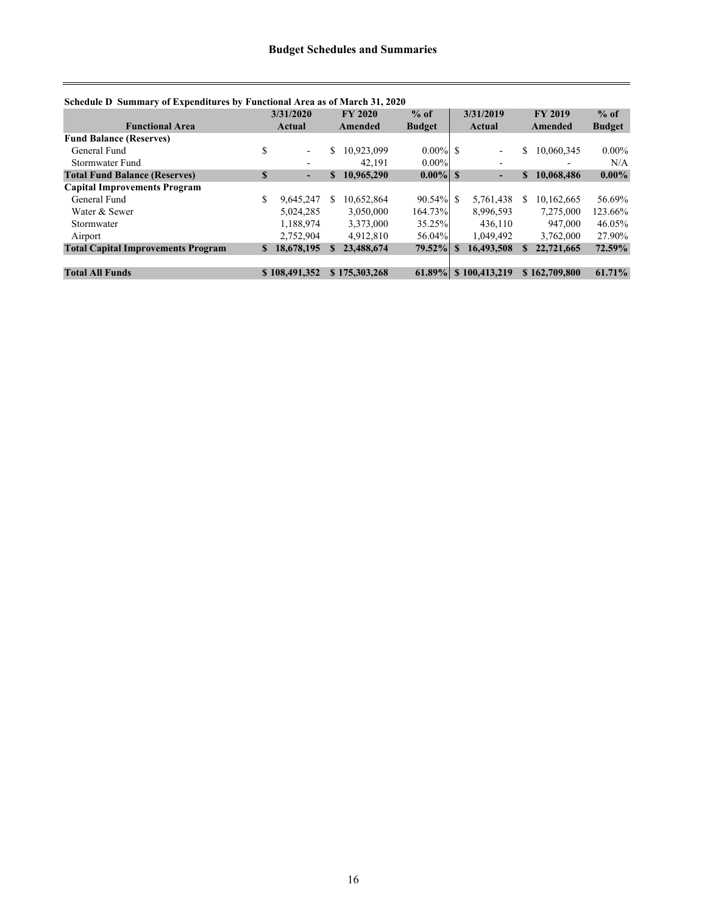## Budget Schedules and Summaries

**Schedule D Summary of Expenditures by Functional Area as of March 31, 2020**

| Functional Area | 3/31/2020 Actual | FY 2020 Amended | % of Budget | 3/31/2019 Actual | FY 2019 Amended | % of Budget |
|---|---|---|---|---|---|---|
| **Fund Balance (Reserves)** | | | | | | |
| General Fund | $ - | $ 10,923,099 | 0.00% | $ - | $ 10,060,345 | 0.00% |
| Stormwater Fund | - | 42,191 | 0.00% | - | - | N/A |
| **Total Fund Balance (Reserves)** | **$ -** | **$ 10,965,290** | **0.00%** | **$ -** | **$ 10,068,486** | **0.00%** |
| **Capital Improvements Program** | | | | | | |
| General Fund | $ 9,645,247 | $ 10,652,864 | 90.54% | $ 5,761,438 | $ 10,162,665 | 56.69% |
| Water & Sewer | 5,024,285 | 3,050,000 | 164.73% | 8,996,593 | 7,275,000 | 123.66% |
| Stormwater | 1,188,974 | 3,373,000 | 35.25% | 436,110 | 947,000 | 46.05% |
| Airport | 2,752,904 | 4,912,810 | 56.04% | 1,049,492 | 3,762,000 | 27.90% |
| **Total Capital Improvements Program** | **$ 18,678,195** | **$ 23,488,674** | **79.52%** | **$ 16,493,508** | **$ 22,721,665** | **72.59%** |
| | | | | | | |
| **Total All Funds** | **$ 108,491,352** | **$ 175,303,268** | **61.89%** | **$ 100,413,219** | **$ 162,709,800** | **61.71%** |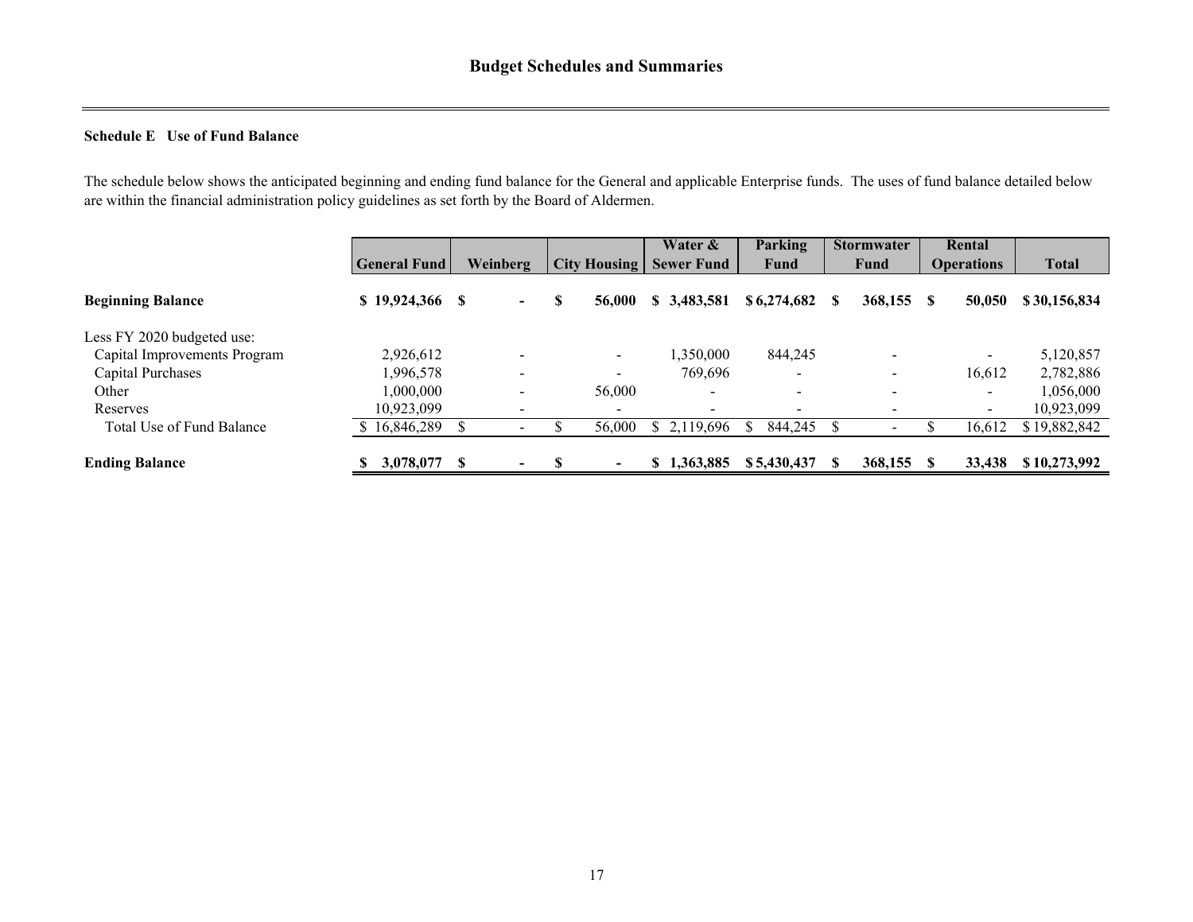# Budget Schedules and Summaries

**Schedule E Use of Fund Balance**

The schedule below shows the anticipated beginning and ending fund balance for the General and applicable Enterprise funds. The uses of fund balance detailed below are within the financial administration policy guidelines as set forth by the Board of Aldermen.

| | General Fund | Weinberg | City Housing | Water & Sewer Fund | Parking Fund | Stormwater Fund | Rental Operations | Total |
|---|---|---|---|---|---|---|---|---|
| **Beginning Balance** | **$ 19,924,366** | **$ -** | **$ 56,000** | **$ 3,483,581** | **$ 6,274,682** | **$ 368,155** | **$ 50,050** | **$ 30,156,834** |
| Less FY 2020 budgeted use: | | | | | | | | |
| Capital Improvements Program | 2,926,612 | - | - | 1,350,000 | 844,245 | - | - | 5,120,857 |
| Capital Purchases | 1,996,578 | - | - | 769,696 | - | - | 16,612 | 2,782,886 |
| Other | 1,000,000 | - | 56,000 | - | - | - | - | 1,056,000 |
| Reserves | 10,923,099 | - | - | - | - | - | - | 10,923,099 |
| Total Use of Fund Balance | $ 16,846,289 | $ - | $ 56,000 | $ 2,119,696 | $ 844,245 | $ - | $ 16,612 | $ 19,882,842 |
| **Ending Balance** | **$ 3,078,077** | **$ -** | **$ -** | **$ 1,363,885** | **$ 5,430,437** | **$ 368,155** | **$ 33,438** | **$ 10,273,992** |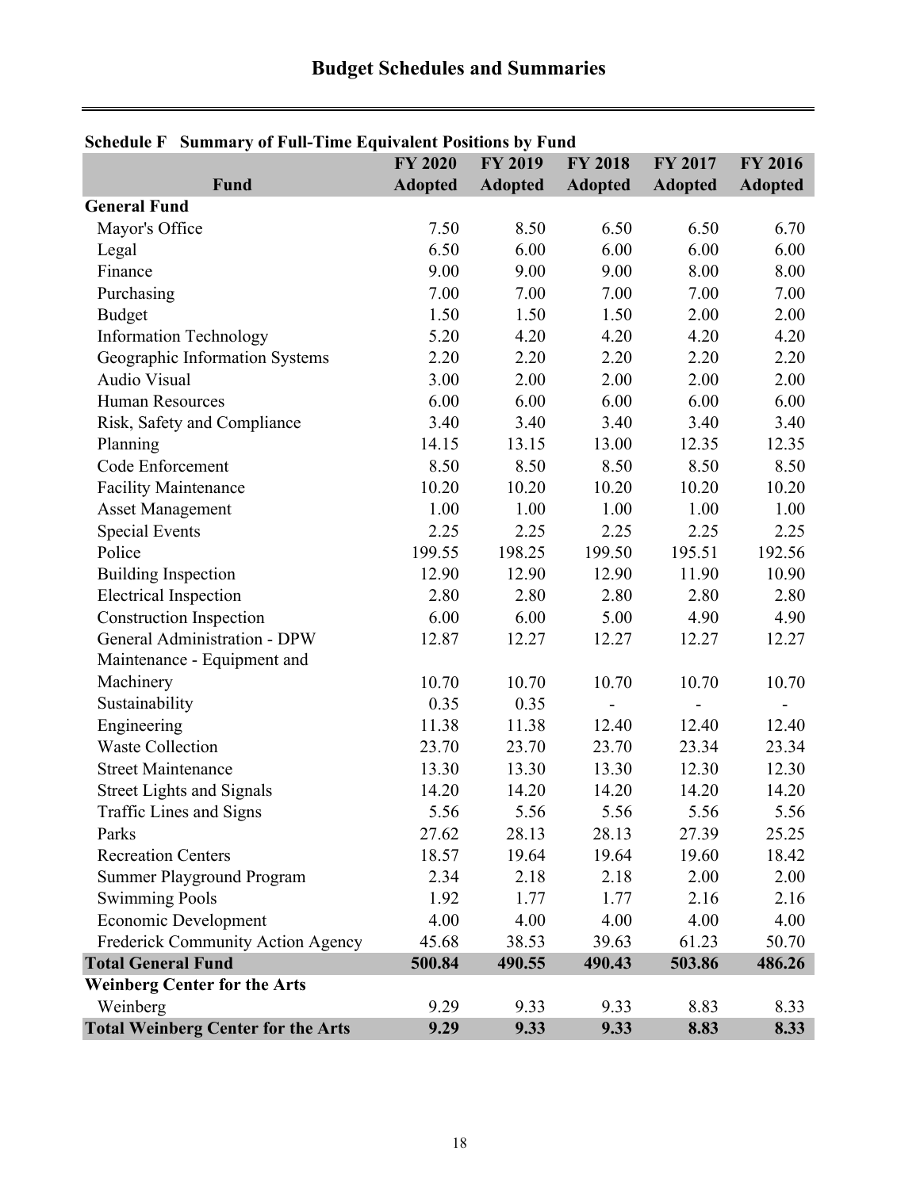# Budget Schedules and Summaries

**Schedule F Summary of Full-Time Equivalent Positions by Fund**

| Fund | FY 2020 Adopted | FY 2019 Adopted | FY 2018 Adopted | FY 2017 Adopted | FY 2016 Adopted |
|---|---|---|---|---|---|
| **General Fund** | | | | | |
| Mayor's Office | 7.50 | 8.50 | 6.50 | 6.50 | 6.70 |
| Legal | 6.50 | 6.00 | 6.00 | 6.00 | 6.00 |
| Finance | 9.00 | 9.00 | 9.00 | 8.00 | 8.00 |
| Purchasing | 7.00 | 7.00 | 7.00 | 7.00 | 7.00 |
| Budget | 1.50 | 1.50 | 1.50 | 2.00 | 2.00 |
| Information Technology | 5.20 | 4.20 | 4.20 | 4.20 | 4.20 |
| Geographic Information Systems | 2.20 | 2.20 | 2.20 | 2.20 | 2.20 |
| Audio Visual | 3.00 | 2.00 | 2.00 | 2.00 | 2.00 |
| Human Resources | 6.00 | 6.00 | 6.00 | 6.00 | 6.00 |
| Risk, Safety and Compliance | 3.40 | 3.40 | 3.40 | 3.40 | 3.40 |
| Planning | 14.15 | 13.15 | 13.00 | 12.35 | 12.35 |
| Code Enforcement | 8.50 | 8.50 | 8.50 | 8.50 | 8.50 |
| Facility Maintenance | 10.20 | 10.20 | 10.20 | 10.20 | 10.20 |
| Asset Management | 1.00 | 1.00 | 1.00 | 1.00 | 1.00 |
| Special Events | 2.25 | 2.25 | 2.25 | 2.25 | 2.25 |
| Police | 199.55 | 198.25 | 199.50 | 195.51 | 192.56 |
| Building Inspection | 12.90 | 12.90 | 12.90 | 11.90 | 10.90 |
| Electrical Inspection | 2.80 | 2.80 | 2.80 | 2.80 | 2.80 |
| Construction Inspection | 6.00 | 6.00 | 5.00 | 4.90 | 4.90 |
| General Administration - DPW | 12.87 | 12.27 | 12.27 | 12.27 | 12.27 |
| Maintenance - Equipment and Machinery | 10.70 | 10.70 | 10.70 | 10.70 | 10.70 |
| Sustainability | 0.35 | 0.35 | - | - | - |
| Engineering | 11.38 | 11.38 | 12.40 | 12.40 | 12.40 |
| Waste Collection | 23.70 | 23.70 | 23.70 | 23.34 | 23.34 |
| Street Maintenance | 13.30 | 13.30 | 13.30 | 12.30 | 12.30 |
| Street Lights and Signals | 14.20 | 14.20 | 14.20 | 14.20 | 14.20 |
| Traffic Lines and Signs | 5.56 | 5.56 | 5.56 | 5.56 | 5.56 |
| Parks | 27.62 | 28.13 | 28.13 | 27.39 | 25.25 |
| Recreation Centers | 18.57 | 19.64 | 19.64 | 19.60 | 18.42 |
| Summer Playground Program | 2.34 | 2.18 | 2.18 | 2.00 | 2.00 |
| Swimming Pools | 1.92 | 1.77 | 1.77 | 2.16 | 2.16 |
| Economic Development | 4.00 | 4.00 | 4.00 | 4.00 | 4.00 |
| Frederick Community Action Agency | 45.68 | 38.53 | 39.63 | 61.23 | 50.70 |
| **Total General Fund** | **500.84** | **490.55** | **490.43** | **503.86** | **486.26** |
| **Weinberg Center for the Arts** | | | | | |
| Weinberg | 9.29 | 9.33 | 9.33 | 8.83 | 8.33 |
| **Total Weinberg Center for the Arts** | **9.29** | **9.33** | **9.33** | **8.83** | **8.33** |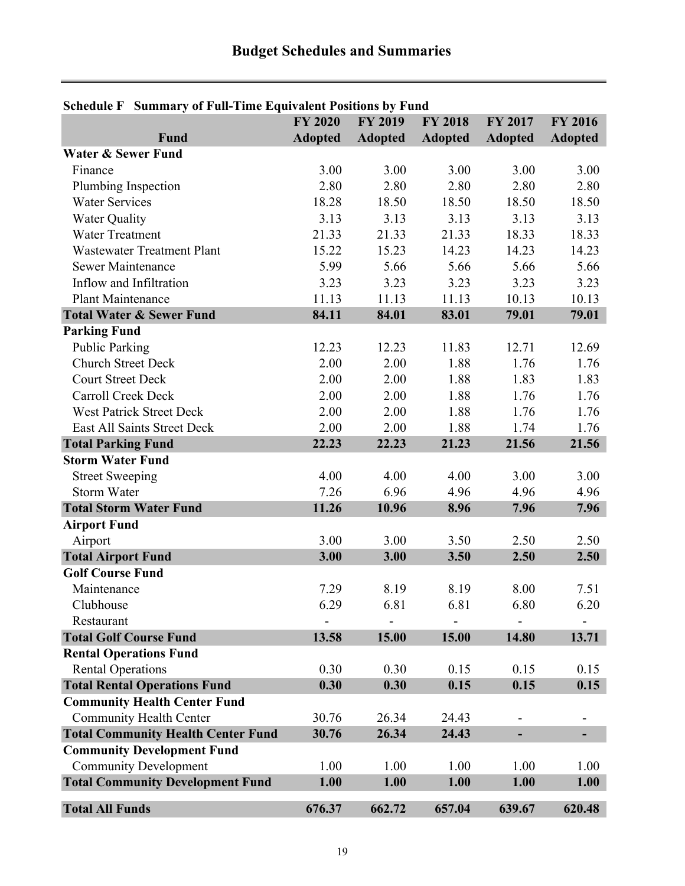# Budget Schedules and Summaries

**Schedule F Summary of Full-Time Equivalent Positions by Fund**

| Fund | FY 2020 Adopted | FY 2019 Adopted | FY 2018 Adopted | FY 2017 Adopted | FY 2016 Adopted |
|---|---|---|---|---|---|
| **Water & Sewer Fund** | | | | | |
| Finance | 3.00 | 3.00 | 3.00 | 3.00 | 3.00 |
| Plumbing Inspection | 2.80 | 2.80 | 2.80 | 2.80 | 2.80 |
| Water Services | 18.28 | 18.50 | 18.50 | 18.50 | 18.50 |
| Water Quality | 3.13 | 3.13 | 3.13 | 3.13 | 3.13 |
| Water Treatment | 21.33 | 21.33 | 21.33 | 18.33 | 18.33 |
| Wastewater Treatment Plant | 15.22 | 15.23 | 14.23 | 14.23 | 14.23 |
| Sewer Maintenance | 5.99 | 5.66 | 5.66 | 5.66 | 5.66 |
| Inflow and Infiltration | 3.23 | 3.23 | 3.23 | 3.23 | 3.23 |
| Plant Maintenance | 11.13 | 11.13 | 11.13 | 10.13 | 10.13 |
| **Total Water & Sewer Fund** | **84.11** | **84.01** | **83.01** | **79.01** | **79.01** |
| **Parking Fund** | | | | | |
| Public Parking | 12.23 | 12.23 | 11.83 | 12.71 | 12.69 |
| Church Street Deck | 2.00 | 2.00 | 1.88 | 1.76 | 1.76 |
| Court Street Deck | 2.00 | 2.00 | 1.88 | 1.83 | 1.83 |
| Carroll Creek Deck | 2.00 | 2.00 | 1.88 | 1.76 | 1.76 |
| West Patrick Street Deck | 2.00 | 2.00 | 1.88 | 1.76 | 1.76 |
| East All Saints Street Deck | 2.00 | 2.00 | 1.88 | 1.74 | 1.76 |
| **Total Parking Fund** | **22.23** | **22.23** | **21.23** | **21.56** | **21.56** |
| **Storm Water Fund** | | | | | |
| Street Sweeping | 4.00 | 4.00 | 4.00 | 3.00 | 3.00 |
| Storm Water | 7.26 | 6.96 | 4.96 | 4.96 | 4.96 |
| **Total Storm Water Fund** | **11.26** | **10.96** | **8.96** | **7.96** | **7.96** |
| **Airport Fund** | | | | | |
| Airport | 3.00 | 3.00 | 3.50 | 2.50 | 2.50 |
| **Total Airport Fund** | **3.00** | **3.00** | **3.50** | **2.50** | **2.50** |
| **Golf Course Fund** | | | | | |
| Maintenance | 7.29 | 8.19 | 8.19 | 8.00 | 7.51 |
| Clubhouse | 6.29 | 6.81 | 6.81 | 6.80 | 6.20 |
| Restaurant | - | - | - | - | - |
| **Total Golf Course Fund** | **13.58** | **15.00** | **15.00** | **14.80** | **13.71** |
| **Rental Operations Fund** | | | | | |
| Rental Operations | 0.30 | 0.30 | 0.15 | 0.15 | 0.15 |
| **Total Rental Operations Fund** | **0.30** | **0.30** | **0.15** | **0.15** | **0.15** |
| **Community Health Center Fund** | | | | | |
| Community Health Center | 30.76 | 26.34 | 24.43 | - | - |
| **Total Community Health Center Fund** | **30.76** | **26.34** | **24.43** | **-** | **-** |
| **Community Development Fund** | | | | | |
| Community Development | 1.00 | 1.00 | 1.00 | 1.00 | 1.00 |
| **Total Community Development Fund** | **1.00** | **1.00** | **1.00** | **1.00** | **1.00** |
| **Total All Funds** | **676.37** | **662.72** | **657.04** | **639.67** | **620.48** |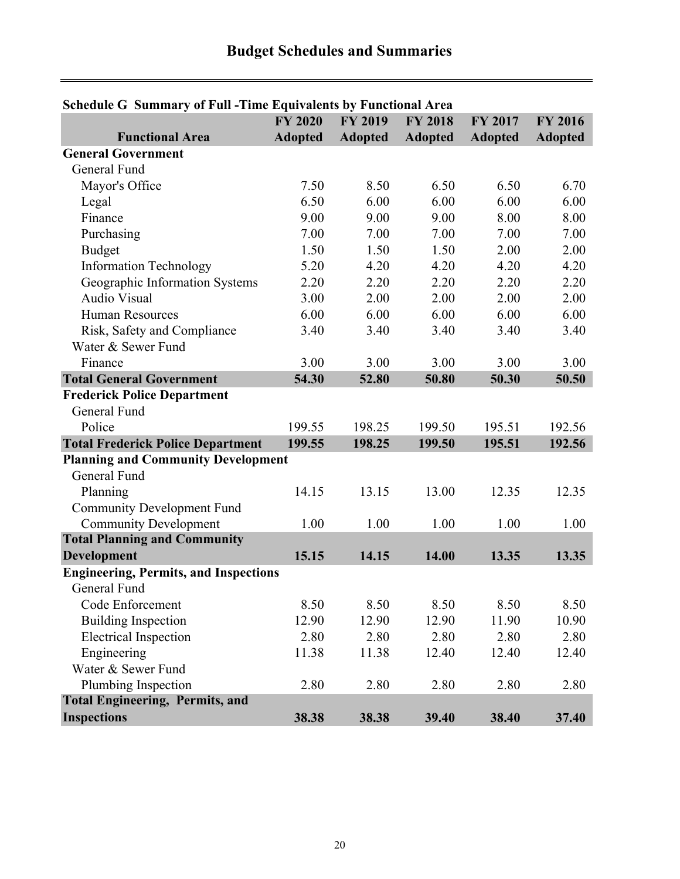# Budget Schedules and Summaries

**Schedule G Summary of Full -Time Equivalents by Functional Area**

| Functional Area | FY 2020 Adopted | FY 2019 Adopted | FY 2018 Adopted | FY 2017 Adopted | FY 2016 Adopted |
|---|---|---|---|---|---|
| **General Government** | | | | | |
| General Fund | | | | | |
| Mayor's Office | 7.50 | 8.50 | 6.50 | 6.50 | 6.70 |
| Legal | 6.50 | 6.00 | 6.00 | 6.00 | 6.00 |
| Finance | 9.00 | 9.00 | 9.00 | 8.00 | 8.00 |
| Purchasing | 7.00 | 7.00 | 7.00 | 7.00 | 7.00 |
| Budget | 1.50 | 1.50 | 1.50 | 2.00 | 2.00 |
| Information Technology | 5.20 | 4.20 | 4.20 | 4.20 | 4.20 |
| Geographic Information Systems | 2.20 | 2.20 | 2.20 | 2.20 | 2.20 |
| Audio Visual | 3.00 | 2.00 | 2.00 | 2.00 | 2.00 |
| Human Resources | 6.00 | 6.00 | 6.00 | 6.00 | 6.00 |
| Risk, Safety and Compliance | 3.40 | 3.40 | 3.40 | 3.40 | 3.40 |
| Water & Sewer Fund | | | | | |
| Finance | 3.00 | 3.00 | 3.00 | 3.00 | 3.00 |
| **Total General Government** | **54.30** | **52.80** | **50.80** | **50.30** | **50.50** |
| **Frederick Police Department** | | | | | |
| General Fund | | | | | |
| Police | 199.55 | 198.25 | 199.50 | 195.51 | 192.56 |
| **Total Frederick Police Department** | **199.55** | **198.25** | **199.50** | **195.51** | **192.56** |
| **Planning and Community Development** | | | | | |
| General Fund | | | | | |
| Planning | 14.15 | 13.15 | 13.00 | 12.35 | 12.35 |
| Community Development Fund | | | | | |
| Community Development | 1.00 | 1.00 | 1.00 | 1.00 | 1.00 |
| **Total Planning and Community Development** | **15.15** | **14.15** | **14.00** | **13.35** | **13.35** |
| **Engineering, Permits, and Inspections** | | | | | |
| General Fund | | | | | |
| Code Enforcement | 8.50 | 8.50 | 8.50 | 8.50 | 8.50 |
| Building Inspection | 12.90 | 12.90 | 12.90 | 11.90 | 10.90 |
| Electrical Inspection | 2.80 | 2.80 | 2.80 | 2.80 | 2.80 |
| Engineering | 11.38 | 11.38 | 12.40 | 12.40 | 12.40 |
| Water & Sewer Fund | | | | | |
| Plumbing Inspection | 2.80 | 2.80 | 2.80 | 2.80 | 2.80 |
| **Total Engineering, Permits, and Inspections** | **38.38** | **38.38** | **39.40** | **38.40** | **37.40** |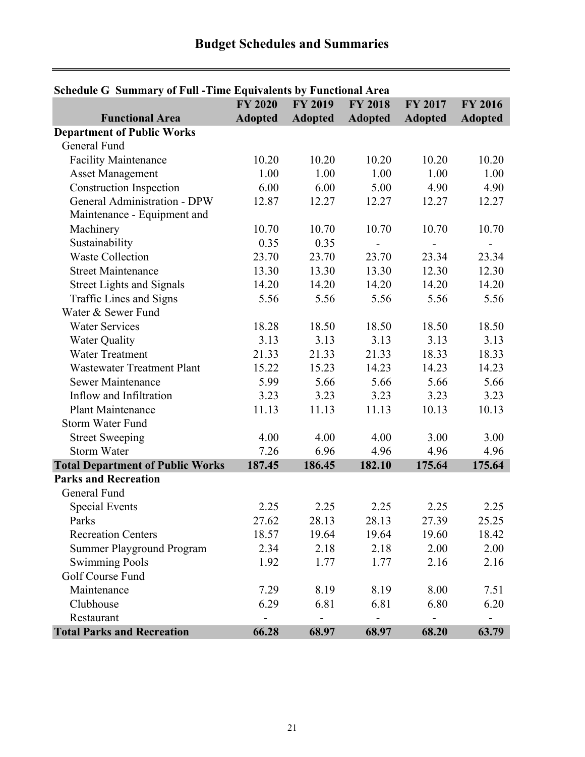# Budget Schedules and Summaries

**Schedule G Summary of Full -Time Equivalents by Functional Area**

| Functional Area | FY 2020 Adopted | FY 2019 Adopted | FY 2018 Adopted | FY 2017 Adopted | FY 2016 Adopted |
|---|---|---|---|---|---|
| **Department of Public Works** | | | | | |
| General Fund | | | | | |
| Facility Maintenance | 10.20 | 10.20 | 10.20 | 10.20 | 10.20 |
| Asset Management | 1.00 | 1.00 | 1.00 | 1.00 | 1.00 |
| Construction Inspection | 6.00 | 6.00 | 5.00 | 4.90 | 4.90 |
| General Administration - DPW | 12.87 | 12.27 | 12.27 | 12.27 | 12.27 |
| Maintenance - Equipment and Machinery | 10.70 | 10.70 | 10.70 | 10.70 | 10.70 |
| Sustainability | 0.35 | 0.35 | - | - | - |
| Waste Collection | 23.70 | 23.70 | 23.70 | 23.34 | 23.34 |
| Street Maintenance | 13.30 | 13.30 | 13.30 | 12.30 | 12.30 |
| Street Lights and Signals | 14.20 | 14.20 | 14.20 | 14.20 | 14.20 |
| Traffic Lines and Signs | 5.56 | 5.56 | 5.56 | 5.56 | 5.56 |
| Water & Sewer Fund | | | | | |
| Water Services | 18.28 | 18.50 | 18.50 | 18.50 | 18.50 |
| Water Quality | 3.13 | 3.13 | 3.13 | 3.13 | 3.13 |
| Water Treatment | 21.33 | 21.33 | 21.33 | 18.33 | 18.33 |
| Wastewater Treatment Plant | 15.22 | 15.23 | 14.23 | 14.23 | 14.23 |
| Sewer Maintenance | 5.99 | 5.66 | 5.66 | 5.66 | 5.66 |
| Inflow and Infiltration | 3.23 | 3.23 | 3.23 | 3.23 | 3.23 |
| Plant Maintenance | 11.13 | 11.13 | 11.13 | 10.13 | 10.13 |
| Storm Water Fund | | | | | |
| Street Sweeping | 4.00 | 4.00 | 4.00 | 3.00 | 3.00 |
| Storm Water | 7.26 | 6.96 | 4.96 | 4.96 | 4.96 |
| **Total Department of Public Works** | **187.45** | **186.45** | **182.10** | **175.64** | **175.64** |
| **Parks and Recreation** | | | | | |
| General Fund | | | | | |
| Special Events | 2.25 | 2.25 | 2.25 | 2.25 | 2.25 |
| Parks | 27.62 | 28.13 | 28.13 | 27.39 | 25.25 |
| Recreation Centers | 18.57 | 19.64 | 19.64 | 19.60 | 18.42 |
| Summer Playground Program | 2.34 | 2.18 | 2.18 | 2.00 | 2.00 |
| Swimming Pools | 1.92 | 1.77 | 1.77 | 2.16 | 2.16 |
| Golf Course Fund | | | | | |
| Maintenance | 7.29 | 8.19 | 8.19 | 8.00 | 7.51 |
| Clubhouse | 6.29 | 6.81 | 6.81 | 6.80 | 6.20 |
| Restaurant | - | - | - | - | - |
| **Total Parks and Recreation** | **66.28** | **68.97** | **68.97** | **68.20** | **63.79** |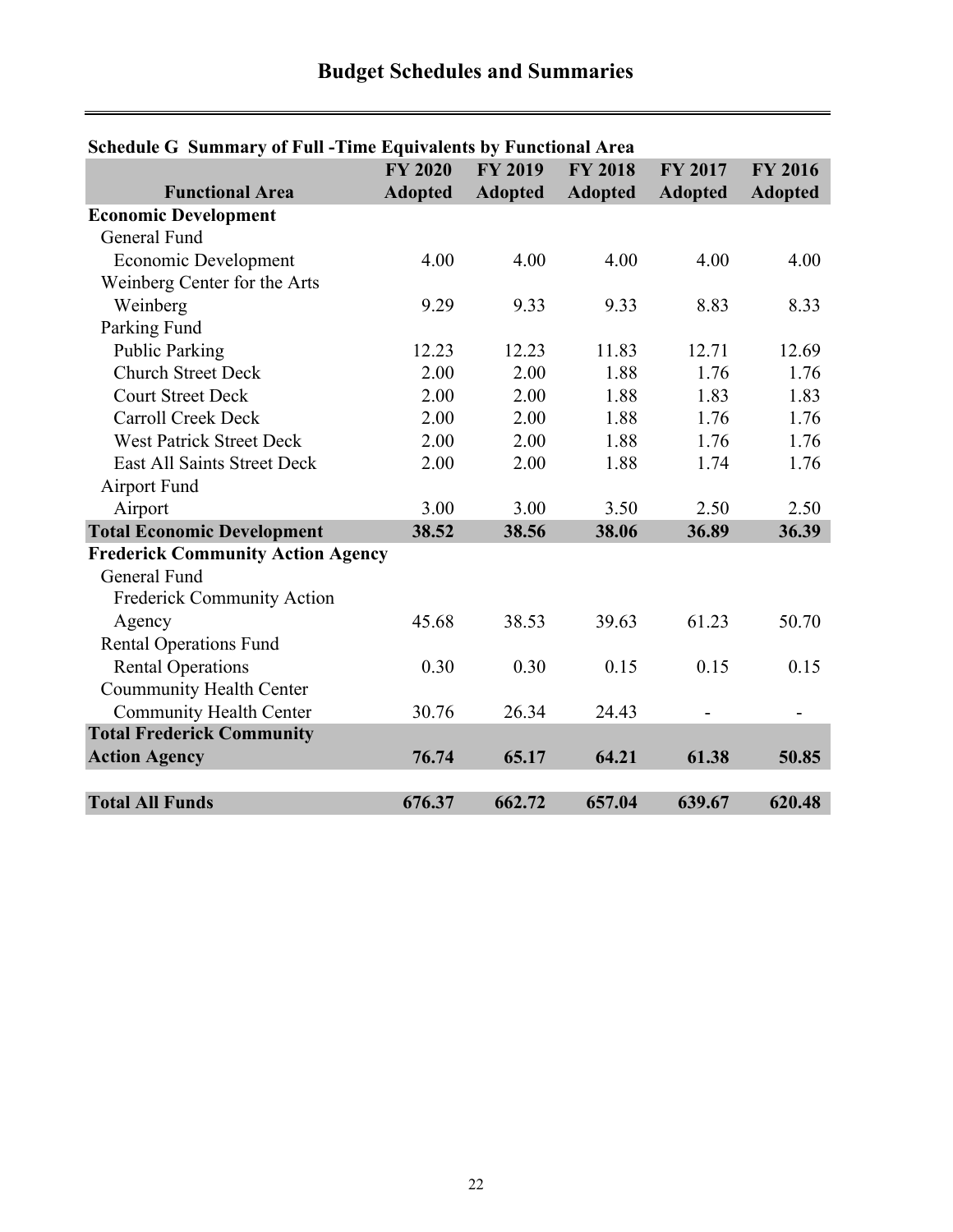# Budget Schedules and Summaries

**Schedule G Summary of Full -Time Equivalents by Functional Area**

| Functional Area | FY 2020 Adopted | FY 2019 Adopted | FY 2018 Adopted | FY 2017 Adopted | FY 2016 Adopted |
|---|---|---|---|---|---|
| **Economic Development** | | | | | |
| General Fund | | | | | |
| Economic Development | 4.00 | 4.00 | 4.00 | 4.00 | 4.00 |
| Weinberg Center for the Arts | | | | | |
| Weinberg | 9.29 | 9.33 | 9.33 | 8.83 | 8.33 |
| Parking Fund | | | | | |
| Public Parking | 12.23 | 12.23 | 11.83 | 12.71 | 12.69 |
| Church Street Deck | 2.00 | 2.00 | 1.88 | 1.76 | 1.76 |
| Court Street Deck | 2.00 | 2.00 | 1.88 | 1.83 | 1.83 |
| Carroll Creek Deck | 2.00 | 2.00 | 1.88 | 1.76 | 1.76 |
| West Patrick Street Deck | 2.00 | 2.00 | 1.88 | 1.76 | 1.76 |
| East All Saints Street Deck | 2.00 | 2.00 | 1.88 | 1.74 | 1.76 |
| Airport Fund | | | | | |
| Airport | 3.00 | 3.00 | 3.50 | 2.50 | 2.50 |
| **Total Economic Development** | **38.52** | **38.56** | **38.06** | **36.89** | **36.39** |
| **Frederick Community Action Agency** | | | | | |
| General Fund | | | | | |
| Frederick Community Action Agency | 45.68 | 38.53 | 39.63 | 61.23 | 50.70 |
| Rental Operations Fund | | | | | |
| Rental Operations | 0.30 | 0.30 | 0.15 | 0.15 | 0.15 |
| Coummunity Health Center | | | | | |
| Community Health Center | 30.76 | 26.34 | 24.43 | - | - |
| **Total Frederick Community Action Agency** | **76.74** | **65.17** | **64.21** | **61.38** | **50.85** |
| **Total All Funds** | **676.37** | **662.72** | **657.04** | **639.67** | **620.48** |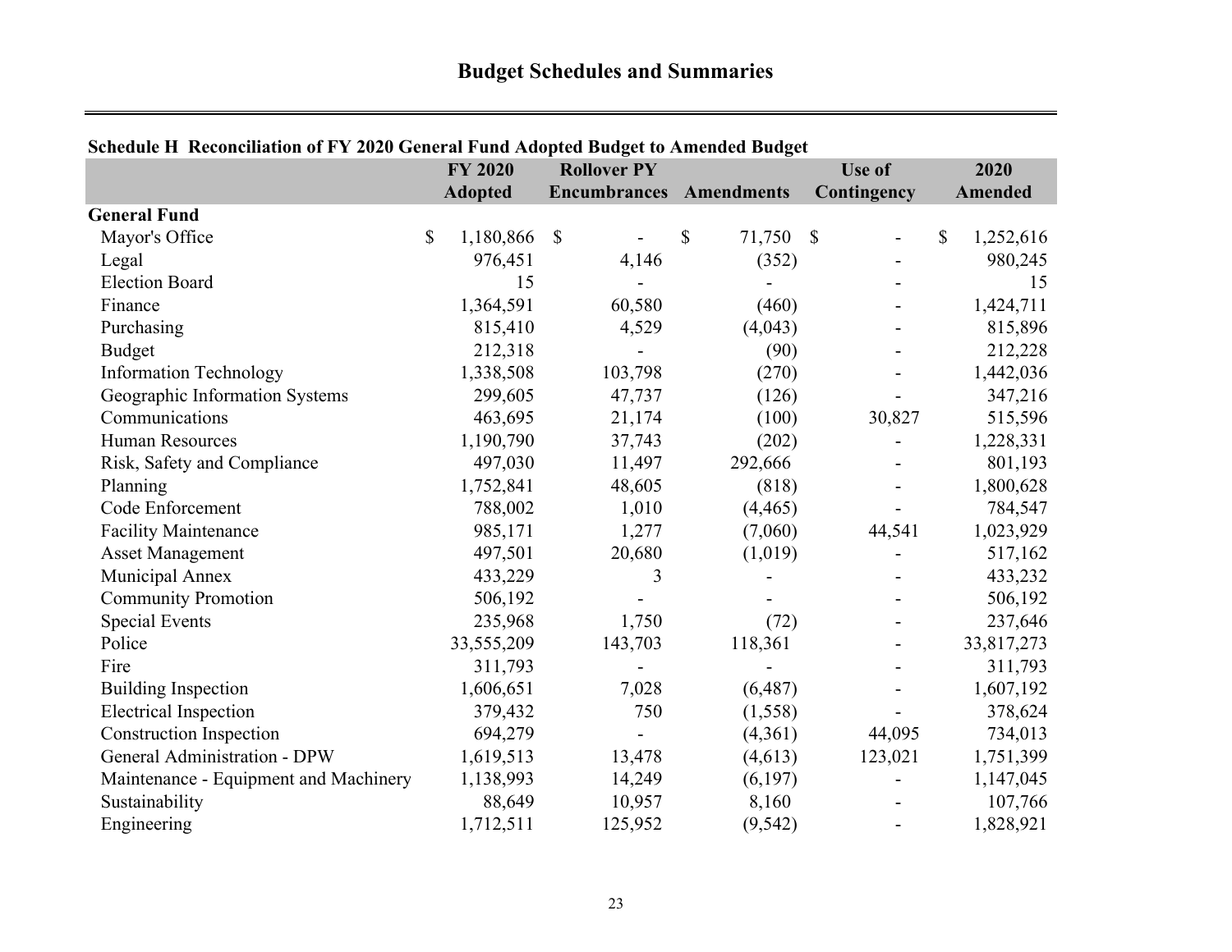# Budget Schedules and Summaries

**Schedule H Reconciliation of FY 2020 General Fund Adopted Budget to Amended Budget**

| | FY 2020 Adopted | Rollover PY Encumbrances | Amendments | Use of Contingency | 2020 Amended |
|---|---|---|---|---|---|
| **General Fund** | | | | | |
| Mayor's Office | $ 1,180,866 | $ - | $ 71,750 | $ - | $ 1,252,616 |
| Legal | 976,451 | 4,146 | (352) | - | 980,245 |
| Election Board | 15 | - | - | - | 15 |
| Finance | 1,364,591 | 60,580 | (460) | - | 1,424,711 |
| Purchasing | 815,410 | 4,529 | (4,043) | - | 815,896 |
| Budget | 212,318 | - | (90) | - | 212,228 |
| Information Technology | 1,338,508 | 103,798 | (270) | - | 1,442,036 |
| Geographic Information Systems | 299,605 | 47,737 | (126) | - | 347,216 |
| Communications | 463,695 | 21,174 | (100) | 30,827 | 515,596 |
| Human Resources | 1,190,790 | 37,743 | (202) | - | 1,228,331 |
| Risk, Safety and Compliance | 497,030 | 11,497 | 292,666 | - | 801,193 |
| Planning | 1,752,841 | 48,605 | (818) | - | 1,800,628 |
| Code Enforcement | 788,002 | 1,010 | (4,465) | - | 784,547 |
| Facility Maintenance | 985,171 | 1,277 | (7,060) | 44,541 | 1,023,929 |
| Asset Management | 497,501 | 20,680 | (1,019) | - | 517,162 |
| Municipal Annex | 433,229 | 3 | - | - | 433,232 |
| Community Promotion | 506,192 | - | - | - | 506,192 |
| Special Events | 235,968 | 1,750 | (72) | - | 237,646 |
| Police | 33,555,209 | 143,703 | 118,361 | - | 33,817,273 |
| Fire | 311,793 | - | - | - | 311,793 |
| Building Inspection | 1,606,651 | 7,028 | (6,487) | - | 1,607,192 |
| Electrical Inspection | 379,432 | 750 | (1,558) | - | 378,624 |
| Construction Inspection | 694,279 | - | (4,361) | 44,095 | 734,013 |
| General Administration - DPW | 1,619,513 | 13,478 | (4,613) | 123,021 | 1,751,399 |
| Maintenance - Equipment and Machinery | 1,138,993 | 14,249 | (6,197) | - | 1,147,045 |
| Sustainability | 88,649 | 10,957 | 8,160 | - | 107,766 |
| Engineering | 1,712,511 | 125,952 | (9,542) | - | 1,828,921 |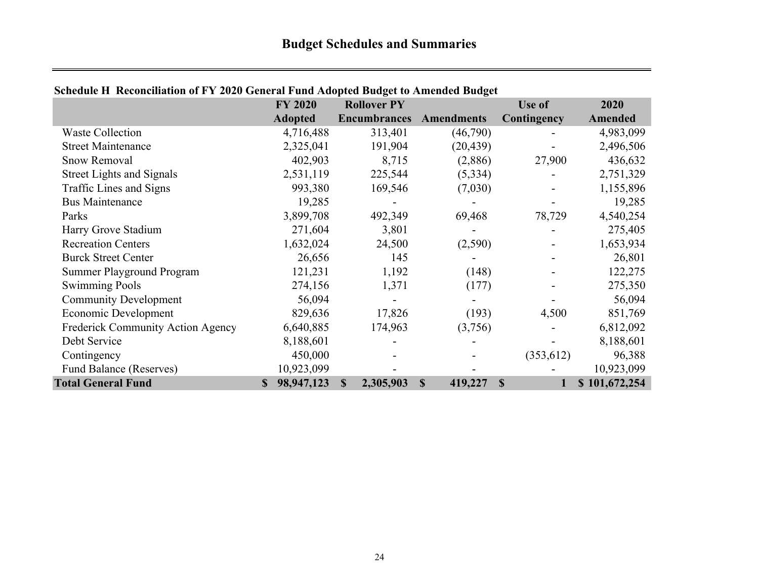# Budget Schedules and Summaries

**Schedule H Reconciliation of FY 2020 General Fund Adopted Budget to Amended Budget**

| | FY 2020 Adopted | Rollover PY Encumbrances | Amendments | Use of Contingency | 2020 Amended |
|---|---|---|---|---|---|
| Waste Collection | 4,716,488 | 313,401 | (46,790) | - | 4,983,099 |
| Street Maintenance | 2,325,041 | 191,904 | (20,439) | - | 2,496,506 |
| Snow Removal | 402,903 | 8,715 | (2,886) | 27,900 | 436,632 |
| Street Lights and Signals | 2,531,119 | 225,544 | (5,334) | - | 2,751,329 |
| Traffic Lines and Signs | 993,380 | 169,546 | (7,030) | - | 1,155,896 |
| Bus Maintenance | 19,285 | - | - | - | 19,285 |
| Parks | 3,899,708 | 492,349 | 69,468 | 78,729 | 4,540,254 |
| Harry Grove Stadium | 271,604 | 3,801 | - | - | 275,405 |
| Recreation Centers | 1,632,024 | 24,500 | (2,590) | - | 1,653,934 |
| Burck Street Center | 26,656 | 145 | - | - | 26,801 |
| Summer Playground Program | 121,231 | 1,192 | (148) | - | 122,275 |
| Swimming Pools | 274,156 | 1,371 | (177) | - | 275,350 |
| Community Development | 56,094 | - | - | - | 56,094 |
| Economic Development | 829,636 | 17,826 | (193) | 4,500 | 851,769 |
| Frederick Community Action Agency | 6,640,885 | 174,963 | (3,756) | - | 6,812,092 |
| Debt Service | 8,188,601 | - | - | - | 8,188,601 |
| Contingency | 450,000 | - | - | (353,612) | 96,388 |
| Fund Balance (Reserves) | 10,923,099 | - | - | - | 10,923,099 |
| **Total General Fund** | **$ 98,947,123** | **$ 2,305,903** | **$ 419,227** | **$ 1** | **$ 101,672,254** |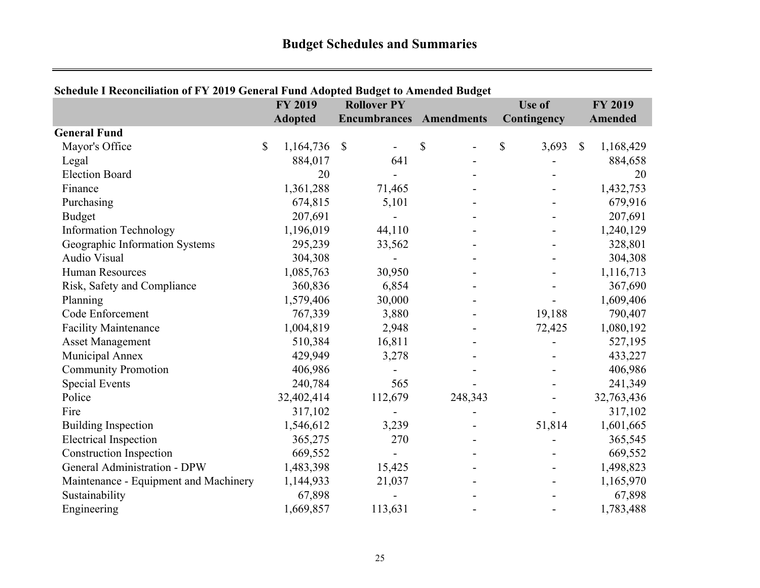# Budget Schedules and Summaries

**Schedule I Reconciliation of FY 2019 General Fund Adopted Budget to Amended Budget**

| | FY 2019 Adopted | Rollover PY Encumbrances | Amendments | Use of Contingency | FY 2019 Amended |
|---|---|---|---|---|---|
| **General Fund** | | | | | |
| Mayor's Office | $ 1,164,736 | $ - | $ - | $ 3,693 | $ 1,168,429 |
| Legal | 884,017 | 641 | - | - | 884,658 |
| Election Board | 20 | - | - | - | 20 |
| Finance | 1,361,288 | 71,465 | - | - | 1,432,753 |
| Purchasing | 674,815 | 5,101 | - | - | 679,916 |
| Budget | 207,691 | - | - | - | 207,691 |
| Information Technology | 1,196,019 | 44,110 | - | - | 1,240,129 |
| Geographic Information Systems | 295,239 | 33,562 | - | - | 328,801 |
| Audio Visual | 304,308 | - | - | - | 304,308 |
| Human Resources | 1,085,763 | 30,950 | - | - | 1,116,713 |
| Risk, Safety and Compliance | 360,836 | 6,854 | - | - | 367,690 |
| Planning | 1,579,406 | 30,000 | - | - | 1,609,406 |
| Code Enforcement | 767,339 | 3,880 | - | 19,188 | 790,407 |
| Facility Maintenance | 1,004,819 | 2,948 | - | 72,425 | 1,080,192 |
| Asset Management | 510,384 | 16,811 | - | - | 527,195 |
| Municipal Annex | 429,949 | 3,278 | - | - | 433,227 |
| Community Promotion | 406,986 | - | - | - | 406,986 |
| Special Events | 240,784 | 565 | - | - | 241,349 |
| Police | 32,402,414 | 112,679 | 248,343 | - | 32,763,436 |
| Fire | 317,102 | - | - | - | 317,102 |
| Building Inspection | 1,546,612 | 3,239 | - | 51,814 | 1,601,665 |
| Electrical Inspection | 365,275 | 270 | - | - | 365,545 |
| Construction Inspection | 669,552 | - | - | - | 669,552 |
| General Administration - DPW | 1,483,398 | 15,425 | - | - | 1,498,823 |
| Maintenance - Equipment and Machinery | 1,144,933 | 21,037 | - | - | 1,165,970 |
| Sustainability | 67,898 | - | - | - | 67,898 |
| Engineering | 1,669,857 | 113,631 | - | - | 1,783,488 |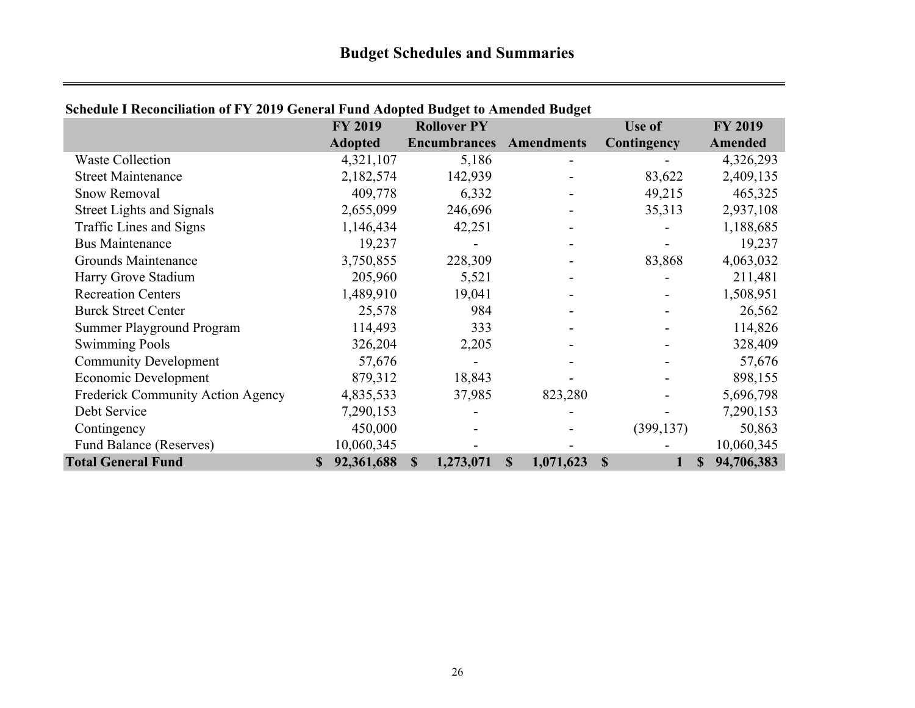# Budget Schedules and Summaries

**Schedule I Reconciliation of FY 2019 General Fund Adopted Budget to Amended Budget**

| | FY 2019 Adopted | Rollover PY Encumbrances | Amendments | Use of Contingency | FY 2019 Amended |
|---|---|---|---|---|---|
| Waste Collection | 4,321,107 | 5,186 | - | - | 4,326,293 |
| Street Maintenance | 2,182,574 | 142,939 | - | 83,622 | 2,409,135 |
| Snow Removal | 409,778 | 6,332 | - | 49,215 | 465,325 |
| Street Lights and Signals | 2,655,099 | 246,696 | - | 35,313 | 2,937,108 |
| Traffic Lines and Signs | 1,146,434 | 42,251 | - | - | 1,188,685 |
| Bus Maintenance | 19,237 | - | - | - | 19,237 |
| Grounds Maintenance | 3,750,855 | 228,309 | - | 83,868 | 4,063,032 |
| Harry Grove Stadium | 205,960 | 5,521 | - | - | 211,481 |
| Recreation Centers | 1,489,910 | 19,041 | - | - | 1,508,951 |
| Burck Street Center | 25,578 | 984 | - | - | 26,562 |
| Summer Playground Program | 114,493 | 333 | - | - | 114,826 |
| Swimming Pools | 326,204 | 2,205 | - | - | 328,409 |
| Community Development | 57,676 | - | - | - | 57,676 |
| Economic Development | 879,312 | 18,843 | - | - | 898,155 |
| Frederick Community Action Agency | 4,835,533 | 37,985 | 823,280 | - | 5,696,798 |
| Debt Service | 7,290,153 | - | - | - | 7,290,153 |
| Contingency | 450,000 | - | - | (399,137) | 50,863 |
| Fund Balance (Reserves) | 10,060,345 | - | - | - | 10,060,345 |
| **Total General Fund** | **$ 92,361,688** | **$ 1,273,071** | **$ 1,071,623** | **$ 1** | **$ 94,706,383** |